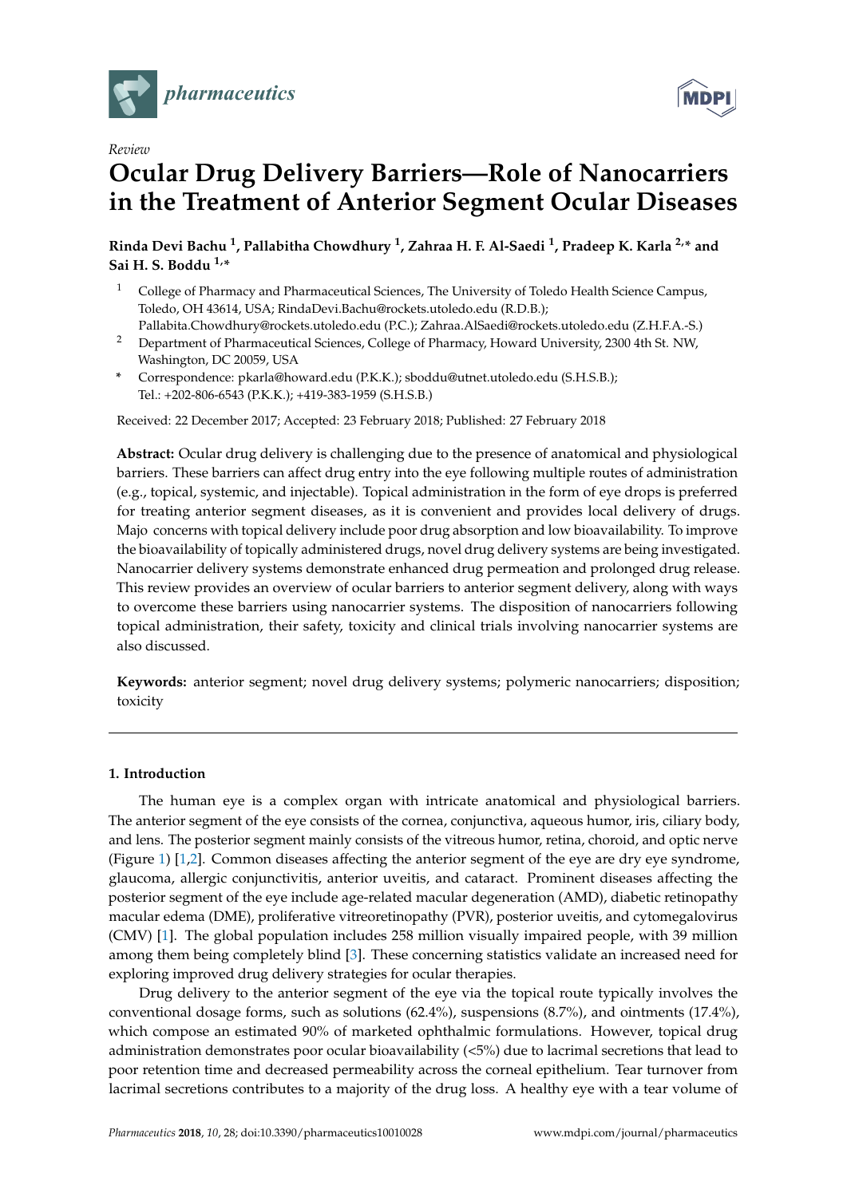*pharmaceutics*

*Review*

# Ocular Drug Delivery Barriers—Role of Nanocarriers in the Treatment of Anterior Segment Ocular Diseases

**Rinda Devi Bachu [1], Pallabitha Chowdhury [1], Zahraa H. F. Al-Saedi [1], Pradeep K. Karla [2,*] and Sai H. S. Boddu [1,*]**

[1] College of Pharmacy and Pharmaceutical Sciences, The University of Toledo Health Science Campus, Toledo, OH 43614, USA; RindaDevi.Bachu@rockets.utoledo.edu (R.D.B.); Pallabita.Chowdhury@rockets.utoledo.edu (P.C.); Zahraa.AlSaedi@rockets.utoledo.edu (Z.H.F.A.-S.)

[2] Department of Pharmaceutical Sciences, College of Pharmacy, Howard University, 2300 4th St. NW, Washington, DC 20059, USA

\* Correspondence: pkarla@howard.edu (P.K.K.); sboddu@utnet.utoledo.edu (S.H.S.B.); Tel.: +202-806-6543 (P.K.K.); +419-383-1959 (S.H.S.B.)

Received: 22 December 2017; Accepted: 23 February 2018; Published: 27 February 2018

**Abstract:** Ocular drug delivery is challenging due to the presence of anatomical and physiological barriers. These barriers can affect drug entry into the eye following multiple routes of administration (e.g., topical, systemic, and injectable). Topical administration in the form of eye drops is preferred for treating anterior segment diseases, as it is convenient and provides local delivery of drugs. Majo concerns with topical delivery include poor drug absorption and low bioavailability. To improve the bioavailability of topically administered drugs, novel drug delivery systems are being investigated. Nanocarrier delivery systems demonstrate enhanced drug permeation and prolonged drug release. This review provides an overview of ocular barriers to anterior segment delivery, along with ways to overcome these barriers using nanocarrier systems. The disposition of nanocarriers following topical administration, their safety, toxicity and clinical trials involving nanocarrier systems are also discussed.

**Keywords:** anterior segment; novel drug delivery systems; polymeric nanocarriers; disposition; toxicity

## 1. Introduction

The human eye is a complex organ with intricate anatomical and physiological barriers. The anterior segment of the eye consists of the cornea, conjunctiva, aqueous humor, iris, ciliary body, and lens. The posterior segment mainly consists of the vitreous humor, retina, choroid, and optic nerve (Figure 1) [1,2]. Common diseases affecting the anterior segment of the eye are dry eye syndrome, glaucoma, allergic conjunctivitis, anterior uveitis, and cataract. Prominent diseases affecting the posterior segment of the eye include age-related macular degeneration (AMD), diabetic retinopathy macular edema (DME), proliferative vitreoretinopathy (PVR), posterior uveitis, and cytomegalovirus (CMV) [1]. The global population includes 258 million visually impaired people, with 39 million among them being completely blind [3]. These concerning statistics validate an increased need for exploring improved drug delivery strategies for ocular therapies.

Drug delivery to the anterior segment of the eye via the topical route typically involves the conventional dosage forms, such as solutions (62.4%), suspensions (8.7%), and ointments (17.4%), which compose an estimated 90% of marketed ophthalmic formulations. However, topical drug administration demonstrates poor ocular bioavailability (<5%) due to lacrimal secretions that lead to poor retention time and decreased permeability across the corneal epithelium. Tear turnover from lacrimal secretions contributes to a majority of the drug loss. A healthy eye with a tear volume of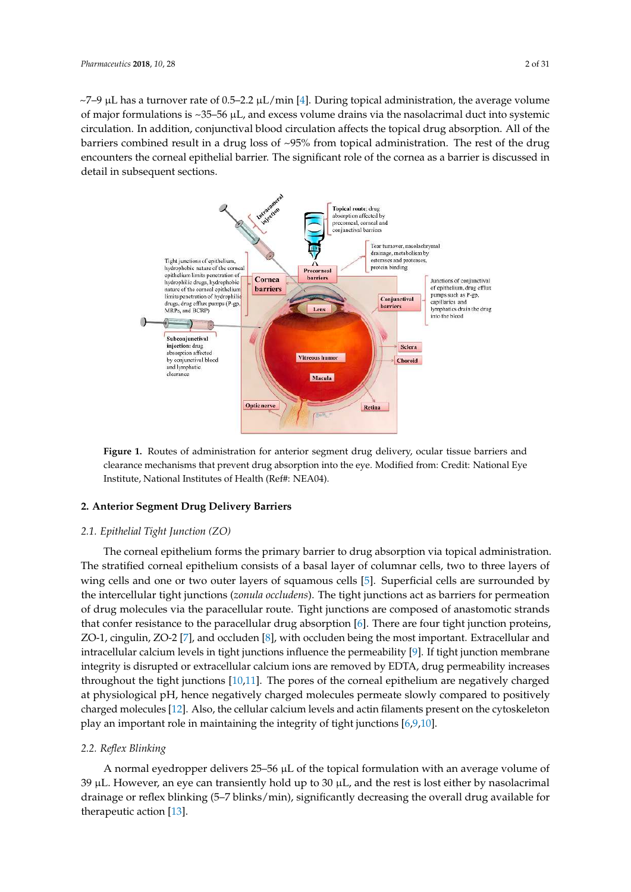~7–9 μL has a turnover rate of 0.5–2.2 μL/min [4]. During topical administration, the average volume of major formulations is ~35–56 μL, and excess volume drains via the nasolacrimal duct into systemic circulation. In addition, conjunctival blood circulation affects the topical drug absorption. All of the barriers combined result in a drug loss of ~95% from topical administration. The rest of the drug encounters the corneal epithelial barrier. The significant role of the cornea as a barrier is discussed in detail in subsequent sections.

**Figure 1.** Routes of administration for anterior segment drug delivery, ocular tissue barriers and clearance mechanisms that prevent drug absorption into the eye. Modified from: Credit: National Eye Institute, National Institutes of Health (Ref#: NEA04).

## 2. Anterior Segment Drug Delivery Barriers

### 2.1. Epithelial Tight Junction (ZO)

The corneal epithelium forms the primary barrier to drug absorption via topical administration. The stratified corneal epithelium consists of a basal layer of columnar cells, two to three layers of wing cells and one or two outer layers of squamous cells [5]. Superficial cells are surrounded by the intercellular tight junctions (*zonula occludens*). The tight junctions act as barriers for permeation of drug molecules via the paracellular route. Tight junctions are composed of anastomotic strands that confer resistance to the paracellular drug absorption [6]. There are four tight junction proteins, ZO-1, cingulin, ZO-2 [7], and occluden [8], with occluden being the most important. Extracellular and intracellular calcium levels in tight junctions influence the permeability [9]. If tight junction membrane integrity is disrupted or extracellular calcium ions are removed by EDTA, drug permeability increases throughout the tight junctions [10,11]. The pores of the corneal epithelium are negatively charged at physiological pH, hence negatively charged molecules permeate slowly compared to positively charged molecules [12]. Also, the cellular calcium levels and actin filaments present on the cytoskeleton play an important role in maintaining the integrity of tight junctions [6,9,10].

### 2.2. Reflex Blinking

A normal eyedropper delivers 25–56 μL of the topical formulation with an average volume of 39 μL. However, an eye can transiently hold up to 30 μL, and the rest is lost either by nasolacrimal drainage or reflex blinking (5–7 blinks/min), significantly decreasing the overall drug available for therapeutic action [13].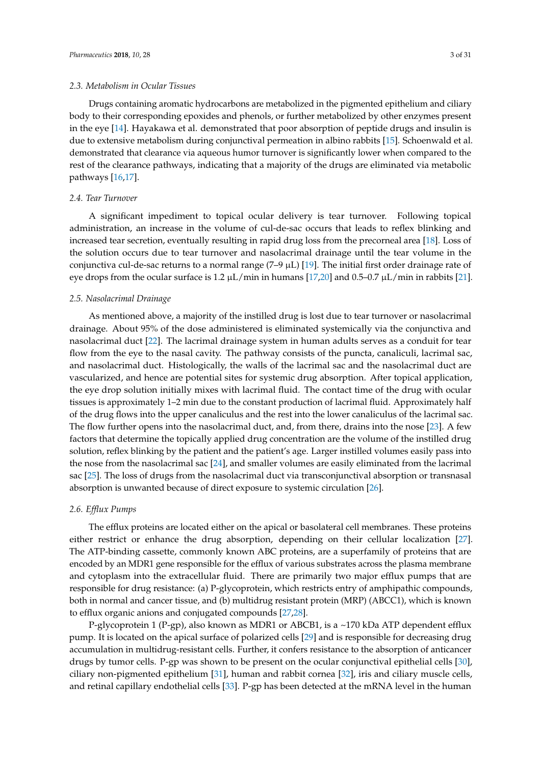### 2.3. Metabolism in Ocular Tissues

Drugs containing aromatic hydrocarbons are metabolized in the pigmented epithelium and ciliary body to their corresponding epoxides and phenols, or further metabolized by other enzymes present in the eye [14]. Hayakawa et al. demonstrated that poor absorption of peptide drugs and insulin is due to extensive metabolism during conjunctival permeation in albino rabbits [15]. Schoenwald et al. demonstrated that clearance via aqueous humor turnover is significantly lower when compared to the rest of the clearance pathways, indicating that a majority of the drugs are eliminated via metabolic pathways [16,17].

### 2.4. Tear Turnover

A significant impediment to topical ocular delivery is tear turnover. Following topical administration, an increase in the volume of cul-de-sac occurs that leads to reflex blinking and increased tear secretion, eventually resulting in rapid drug loss from the precorneal area [18]. Loss of the solution occurs due to tear turnover and nasolacrimal drainage until the tear volume in the conjunctiva cul-de-sac returns to a normal range (7–9 μL) [19]. The initial first order drainage rate of eye drops from the ocular surface is 1.2 μL/min in humans [17,20] and 0.5–0.7 μL/min in rabbits [21].

### 2.5. Nasolacrimal Drainage

As mentioned above, a majority of the instilled drug is lost due to tear turnover or nasolacrimal drainage. About 95% of the dose administered is eliminated systemically via the conjunctiva and nasolacrimal duct [22]. The lacrimal drainage system in human adults serves as a conduit for tear flow from the eye to the nasal cavity. The pathway consists of the puncta, canaliculi, lacrimal sac, and nasolacrimal duct. Histologically, the walls of the lacrimal sac and the nasolacrimal duct are vascularized, and hence are potential sites for systemic drug absorption. After topical application, the eye drop solution initially mixes with lacrimal fluid. The contact time of the drug with ocular tissues is approximately 1–2 min due to the constant production of lacrimal fluid. Approximately half of the drug flows into the upper canaliculus and the rest into the lower canaliculus of the lacrimal sac. The flow further opens into the nasolacrimal duct, and, from there, drains into the nose [23]. A few factors that determine the topically applied drug concentration are the volume of the instilled drug solution, reflex blinking by the patient and the patient's age. Larger instilled volumes easily pass into the nose from the nasolacrimal sac [24], and smaller volumes are easily eliminated from the lacrimal sac [25]. The loss of drugs from the nasolacrimal duct via transconjunctival absorption or transnasal absorption is unwanted because of direct exposure to systemic circulation [26].

### 2.6. Efflux Pumps

The efflux proteins are located either on the apical or basolateral cell membranes. These proteins either restrict or enhance the drug absorption, depending on their cellular localization [27]. The ATP-binding cassette, commonly known ABC proteins, are a superfamily of proteins that are encoded by an MDR1 gene responsible for the efflux of various substrates across the plasma membrane and cytoplasm into the extracellular fluid. There are primarily two major efflux pumps that are responsible for drug resistance: (a) P-glycoprotein, which restricts entry of amphipathic compounds, both in normal and cancer tissue, and (b) multidrug resistant protein (MRP) (ABCC1), which is known to efflux organic anions and conjugated compounds [27,28].

P-glycoprotein 1 (P-gp), also known as MDR1 or ABCB1, is a ~170 kDa ATP dependent efflux pump. It is located on the apical surface of polarized cells [29] and is responsible for decreasing drug accumulation in multidrug-resistant cells. Further, it confers resistance to the absorption of anticancer drugs by tumor cells. P-gp was shown to be present on the ocular conjunctival epithelial cells [30], ciliary non-pigmented epithelium [31], human and rabbit cornea [32], iris and ciliary muscle cells, and retinal capillary endothelial cells [33]. P-gp has been detected at the mRNA level in the human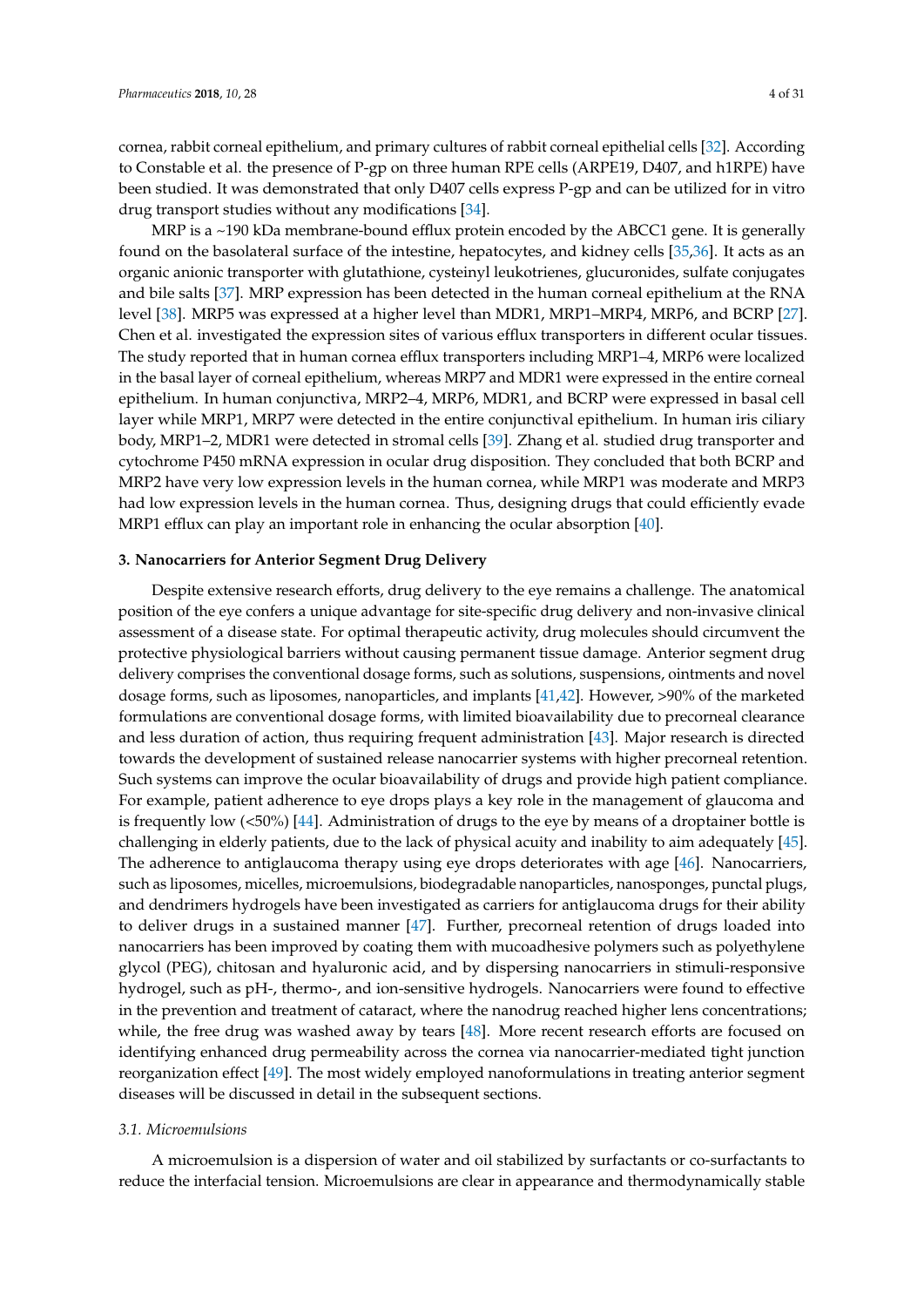cornea, rabbit corneal epithelium, and primary cultures of rabbit corneal epithelial cells [32]. According to Constable et al. the presence of P-gp on three human RPE cells (ARPE19, D407, and h1RPE) have been studied. It was demonstrated that only D407 cells express P-gp and can be utilized for in vitro drug transport studies without any modifications [34].

MRP is a ~190 kDa membrane-bound efflux protein encoded by the ABCC1 gene. It is generally found on the basolateral surface of the intestine, hepatocytes, and kidney cells [35,36]. It acts as an organic anionic transporter with glutathione, cysteinyl leukotrienes, glucuronides, sulfate conjugates and bile salts [37]. MRP expression has been detected in the human corneal epithelium at the RNA level [38]. MRP5 was expressed at a higher level than MDR1, MRP1–MRP4, MRP6, and BCRP [27]. Chen et al. investigated the expression sites of various efflux transporters in different ocular tissues. The study reported that in human cornea efflux transporters including MRP1–4, MRP6 were localized in the basal layer of corneal epithelium, whereas MRP7 and MDR1 were expressed in the entire corneal epithelium. In human conjunctiva, MRP2–4, MRP6, MDR1, and BCRP were expressed in basal cell layer while MRP1, MRP7 were detected in the entire conjunctival epithelium. In human iris ciliary body, MRP1–2, MDR1 were detected in stromal cells [39]. Zhang et al. studied drug transporter and cytochrome P450 mRNA expression in ocular drug disposition. They concluded that both BCRP and MRP2 have very low expression levels in the human cornea, while MRP1 was moderate and MRP3 had low expression levels in the human cornea. Thus, designing drugs that could efficiently evade MRP1 efflux can play an important role in enhancing the ocular absorption [40].

## 3. Nanocarriers for Anterior Segment Drug Delivery

Despite extensive research efforts, drug delivery to the eye remains a challenge. The anatomical position of the eye confers a unique advantage for site-specific drug delivery and non-invasive clinical assessment of a disease state. For optimal therapeutic activity, drug molecules should circumvent the protective physiological barriers without causing permanent tissue damage. Anterior segment drug delivery comprises the conventional dosage forms, such as solutions, suspensions, ointments and novel dosage forms, such as liposomes, nanoparticles, and implants [41,42]. However, >90% of the marketed formulations are conventional dosage forms, with limited bioavailability due to precorneal clearance and less duration of action, thus requiring frequent administration [43]. Major research is directed towards the development of sustained release nanocarrier systems with higher precorneal retention. Such systems can improve the ocular bioavailability of drugs and provide high patient compliance. For example, patient adherence to eye drops plays a key role in the management of glaucoma and is frequently low (<50%) [44]. Administration of drugs to the eye by means of a droptainer bottle is challenging in elderly patients, due to the lack of physical acuity and inability to aim adequately [45]. The adherence to antiglaucoma therapy using eye drops deteriorates with age [46]. Nanocarriers, such as liposomes, micelles, microemulsions, biodegradable nanoparticles, nanosponges, punctal plugs, and dendrimers hydrogels have been investigated as carriers for antiglaucoma drugs for their ability to deliver drugs in a sustained manner [47]. Further, precorneal retention of drugs loaded into nanocarriers has been improved by coating them with mucoadhesive polymers such as polyethylene glycol (PEG), chitosan and hyaluronic acid, and by dispersing nanocarriers in stimuli-responsive hydrogel, such as pH-, thermo-, and ion-sensitive hydrogels. Nanocarriers were found to effective in the prevention and treatment of cataract, where the nanodrug reached higher lens concentrations; while, the free drug was washed away by tears [48]. More recent research efforts are focused on identifying enhanced drug permeability across the cornea via nanocarrier-mediated tight junction reorganization effect [49]. The most widely employed nanoformulations in treating anterior segment diseases will be discussed in detail in the subsequent sections.

### *3.1. Microemulsions*

A microemulsion is a dispersion of water and oil stabilized by surfactants or co-surfactants to reduce the interfacial tension. Microemulsions are clear in appearance and thermodynamically stable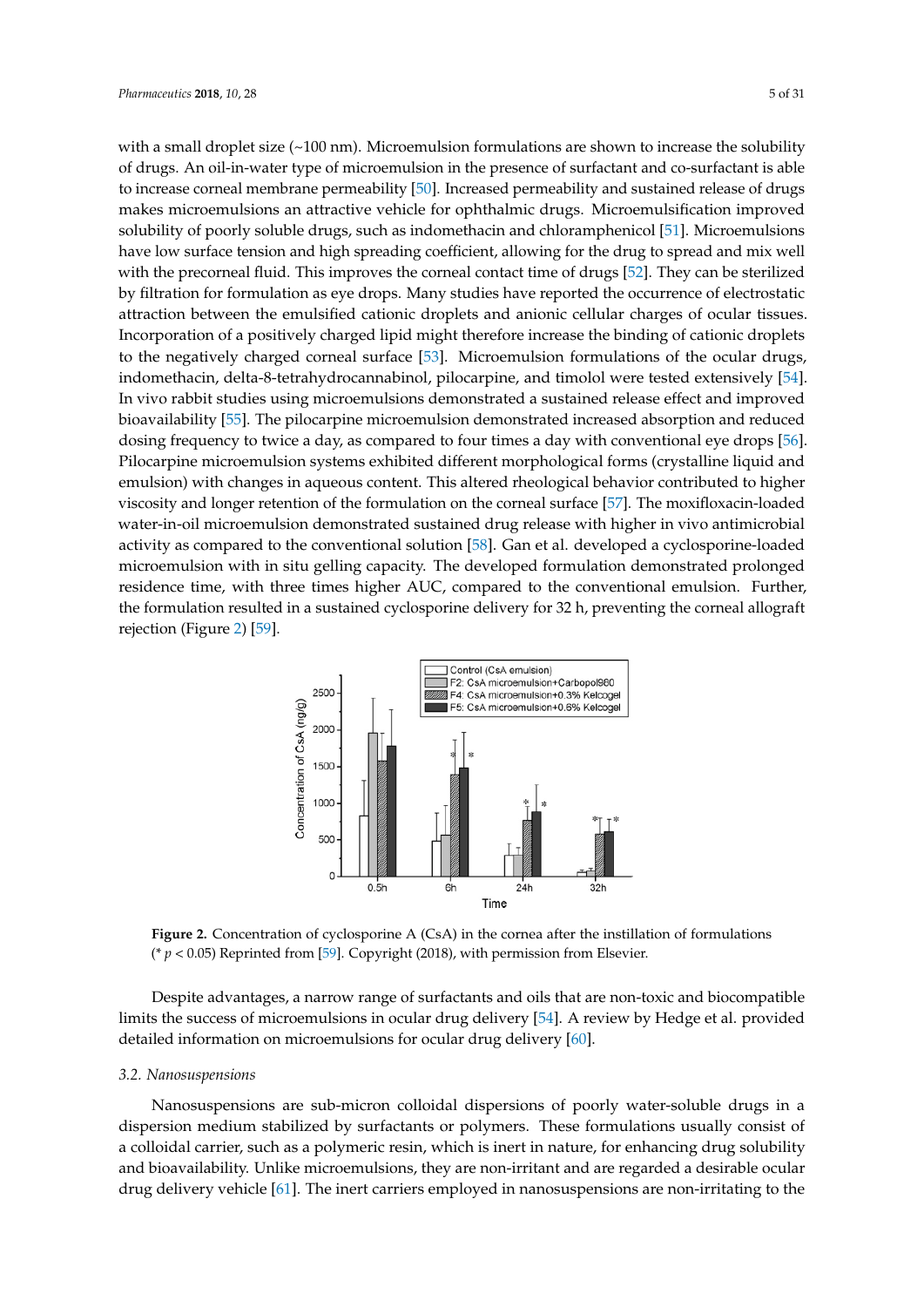with a small droplet size (~100 nm). Microemulsion formulations are shown to increase the solubility of drugs. An oil-in-water type of microemulsion in the presence of surfactant and co-surfactant is able to increase corneal membrane permeability [50]. Increased permeability and sustained release of drugs makes microemulsions an attractive vehicle for ophthalmic drugs. Microemulsification improved solubility of poorly soluble drugs, such as indomethacin and chloramphenicol [51]. Microemulsions have low surface tension and high spreading coefficient, allowing for the drug to spread and mix well with the precorneal fluid. This improves the corneal contact time of drugs [52]. They can be sterilized by filtration for formulation as eye drops. Many studies have reported the occurrence of electrostatic attraction between the emulsified cationic droplets and anionic cellular charges of ocular tissues. Incorporation of a positively charged lipid might therefore increase the binding of cationic droplets to the negatively charged corneal surface [53]. Microemulsion formulations of the ocular drugs, indomethacin, delta-8-tetrahydrocannabinol, pilocarpine, and timolol were tested extensively [54]. In vivo rabbit studies using microemulsions demonstrated a sustained release effect and improved bioavailability [55]. The pilocarpine microemulsion demonstrated increased absorption and reduced dosing frequency to twice a day, as compared to four times a day with conventional eye drops [56]. Pilocarpine microemulsion systems exhibited different morphological forms (crystalline liquid and emulsion) with changes in aqueous content. This altered rheological behavior contributed to higher viscosity and longer retention of the formulation on the corneal surface [57]. The moxifloxacin-loaded water-in-oil microemulsion demonstrated sustained drug release with higher in vivo antimicrobial activity as compared to the conventional solution [58]. Gan et al. developed a cyclosporine-loaded microemulsion with in situ gelling capacity. The developed formulation demonstrated prolonged residence time, with three times higher AUC, compared to the conventional emulsion. Further, the formulation resulted in a sustained cyclosporine delivery for 32 h, preventing the corneal allograft rejection (Figure 2) [59].

**Figure 2.** Concentration of cyclosporine A (CsA) in the cornea after the instillation of formulations (* $p < 0.05$) Reprinted from [59]. Copyright (2018), with permission from Elsevier.

Despite advantages, a narrow range of surfactants and oils that are non-toxic and biocompatible limits the success of microemulsions in ocular drug delivery [54]. A review by Hedge et al. provided detailed information on microemulsions for ocular drug delivery [60].

### *3.2. Nanosuspensions*

Nanosuspensions are sub-micron colloidal dispersions of poorly water-soluble drugs in a dispersion medium stabilized by surfactants or polymers. These formulations usually consist of a colloidal carrier, such as a polymeric resin, which is inert in nature, for enhancing drug solubility and bioavailability. Unlike microemulsions, they are non-irritant and are regarded a desirable ocular drug delivery vehicle [61]. The inert carriers employed in nanosuspensions are non-irritating to the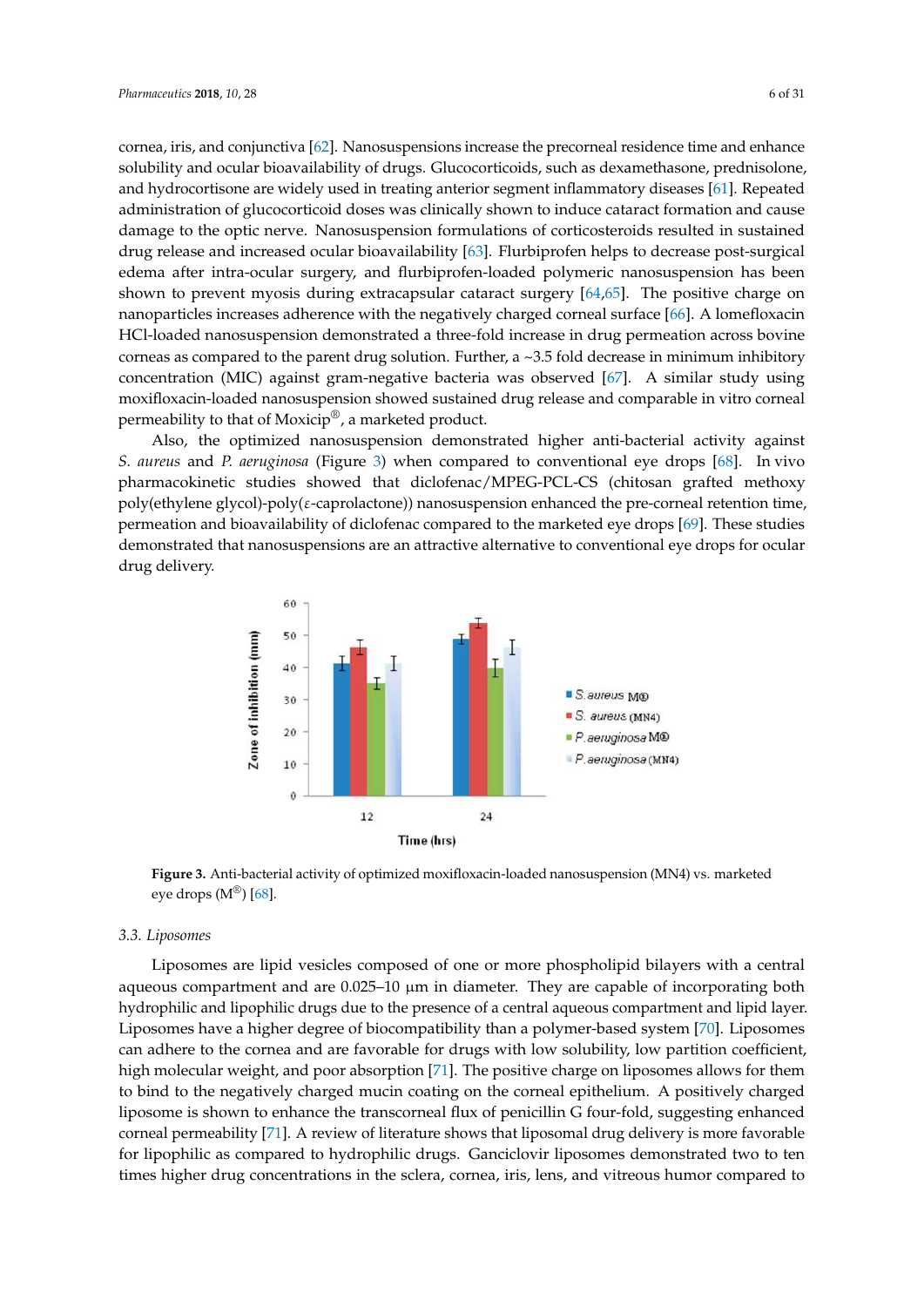cornea, iris, and conjunctiva [62]. Nanosuspensions increase the precorneal residence time and enhance solubility and ocular bioavailability of drugs. Glucocorticoids, such as dexamethasone, prednisolone, and hydrocortisone are widely used in treating anterior segment inflammatory diseases [61]. Repeated administration of glucocorticoid doses was clinically shown to induce cataract formation and cause damage to the optic nerve. Nanosuspension formulations of corticosteroids resulted in sustained drug release and increased ocular bioavailability [63]. Flurbiprofen helps to decrease post-surgical edema after intra-ocular surgery, and flurbiprofen-loaded polymeric nanosuspension has been shown to prevent myosis during extracapsular cataract surgery [64,65]. The positive charge on nanoparticles increases adherence with the negatively charged corneal surface [66]. A lomefloxacin HCl-loaded nanosuspension demonstrated a three-fold increase in drug permeation across bovine corneas as compared to the parent drug solution. Further, a ~3.5 fold decrease in minimum inhibitory concentration (MIC) against gram-negative bacteria was observed [67]. A similar study using moxifloxacin-loaded nanosuspension showed sustained drug release and comparable in vitro corneal permeability to that of Moxicip®, a marketed product.

Also, the optimized nanosuspension demonstrated higher anti-bacterial activity against *S. aureus* and *P. aeruginosa* (Figure 3) when compared to conventional eye drops [68]. In vivo pharmacokinetic studies showed that diclofenac/MPEG-PCL-CS (chitosan grafted methoxy poly(ethylene glycol)-poly($\varepsilon$-caprolactone)) nanosuspension enhanced the pre-corneal retention time, permeation and bioavailability of diclofenac compared to the marketed eye drops [69]. These studies demonstrated that nanosuspensions are an attractive alternative to conventional eye drops for ocular drug delivery.

**Figure 3.** Anti-bacterial activity of optimized moxifloxacin-loaded nanosuspension (MN4) vs. marketed eye drops (M®) [68].

### 3.3. Liposomes

Liposomes are lipid vesicles composed of one or more phospholipid bilayers with a central aqueous compartment and are 0.025–10 μm in diameter. They are capable of incorporating both hydrophilic and lipophilic drugs due to the presence of a central aqueous compartment and lipid layer. Liposomes have a higher degree of biocompatibility than a polymer-based system [70]. Liposomes can adhere to the cornea and are favorable for drugs with low solubility, low partition coefficient, high molecular weight, and poor absorption [71]. The positive charge on liposomes allows for them to bind to the negatively charged mucin coating on the corneal epithelium. A positively charged liposome is shown to enhance the transcorneal flux of penicillin G four-fold, suggesting enhanced corneal permeability [71]. A review of literature shows that liposomal drug delivery is more favorable for lipophilic as compared to hydrophilic drugs. Ganciclovir liposomes demonstrated two to ten times higher drug concentrations in the sclera, cornea, iris, lens, and vitreous humor compared to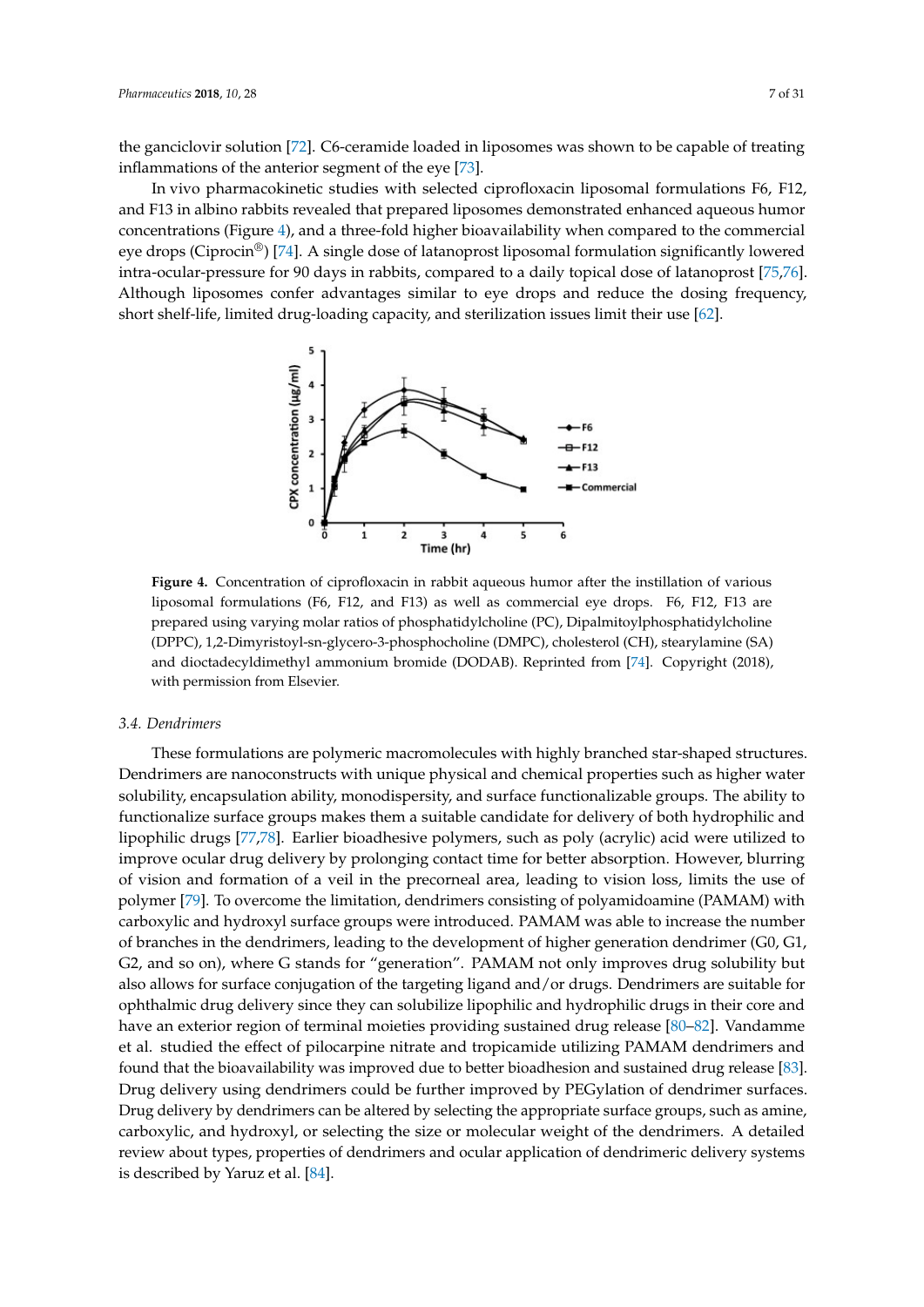the ganciclovir solution [72]. C6-ceramide loaded in liposomes was shown to be capable of treating inflammations of the anterior segment of the eye [73].

In vivo pharmacokinetic studies with selected ciprofloxacin liposomal formulations F6, F12, and F13 in albino rabbits revealed that prepared liposomes demonstrated enhanced aqueous humor concentrations (Figure 4), and a three-fold higher bioavailability when compared to the commercial eye drops (Ciprocin®) [74]. A single dose of latanoprost liposomal formulation significantly lowered intra-ocular-pressure for 90 days in rabbits, compared to a daily topical dose of latanoprost [75,76]. Although liposomes confer advantages similar to eye drops and reduce the dosing frequency, short shelf-life, limited drug-loading capacity, and sterilization issues limit their use [62].

**Figure 4.** Concentration of ciprofloxacin in rabbit aqueous humor after the instillation of various liposomal formulations (F6, F12, and F13) as well as commercial eye drops. F6, F12, F13 are prepared using varying molar ratios of phosphatidylcholine (PC), Dipalmitoylphosphatidylcholine (DPPC), 1,2-Dimyristoyl-sn-glycero-3-phosphocholine (DMPC), cholesterol (CH), stearylamine (SA) and dioctadecyldimethyl ammonium bromide (DODAB). Reprinted from [74]. Copyright (2018), with permission from Elsevier.

### 3.4. Dendrimers

These formulations are polymeric macromolecules with highly branched star-shaped structures. Dendrimers are nanoconstructs with unique physical and chemical properties such as higher water solubility, encapsulation ability, monodispersity, and surface functionalizable groups. The ability to functionalize surface groups makes them a suitable candidate for delivery of both hydrophilic and lipophilic drugs [77,78]. Earlier bioadhesive polymers, such as poly (acrylic) acid were utilized to improve ocular drug delivery by prolonging contact time for better absorption. However, blurring of vision and formation of a veil in the precorneal area, leading to vision loss, limits the use of polymer [79]. To overcome the limitation, dendrimers consisting of polyamidoamine (PAMAM) with carboxylic and hydroxyl surface groups were introduced. PAMAM was able to increase the number of branches in the dendrimers, leading to the development of higher generation dendrimer (G0, G1, G2, and so on), where G stands for "generation". PAMAM not only improves drug solubility but also allows for surface conjugation of the targeting ligand and/or drugs. Dendrimers are suitable for ophthalmic drug delivery since they can solubilize lipophilic and hydrophilic drugs in their core and have an exterior region of terminal moieties providing sustained drug release [80–82]. Vandamme et al. studied the effect of pilocarpine nitrate and tropicamide utilizing PAMAM dendrimers and found that the bioavailability was improved due to better bioadhesion and sustained drug release [83]. Drug delivery using dendrimers could be further improved by PEGylation of dendrimer surfaces. Drug delivery by dendrimers can be altered by selecting the appropriate surface groups, such as amine, carboxylic, and hydroxyl, or selecting the size or molecular weight of the dendrimers. A detailed review about types, properties of dendrimers and ocular application of dendrimeric delivery systems is described by Yaruz et al. [84].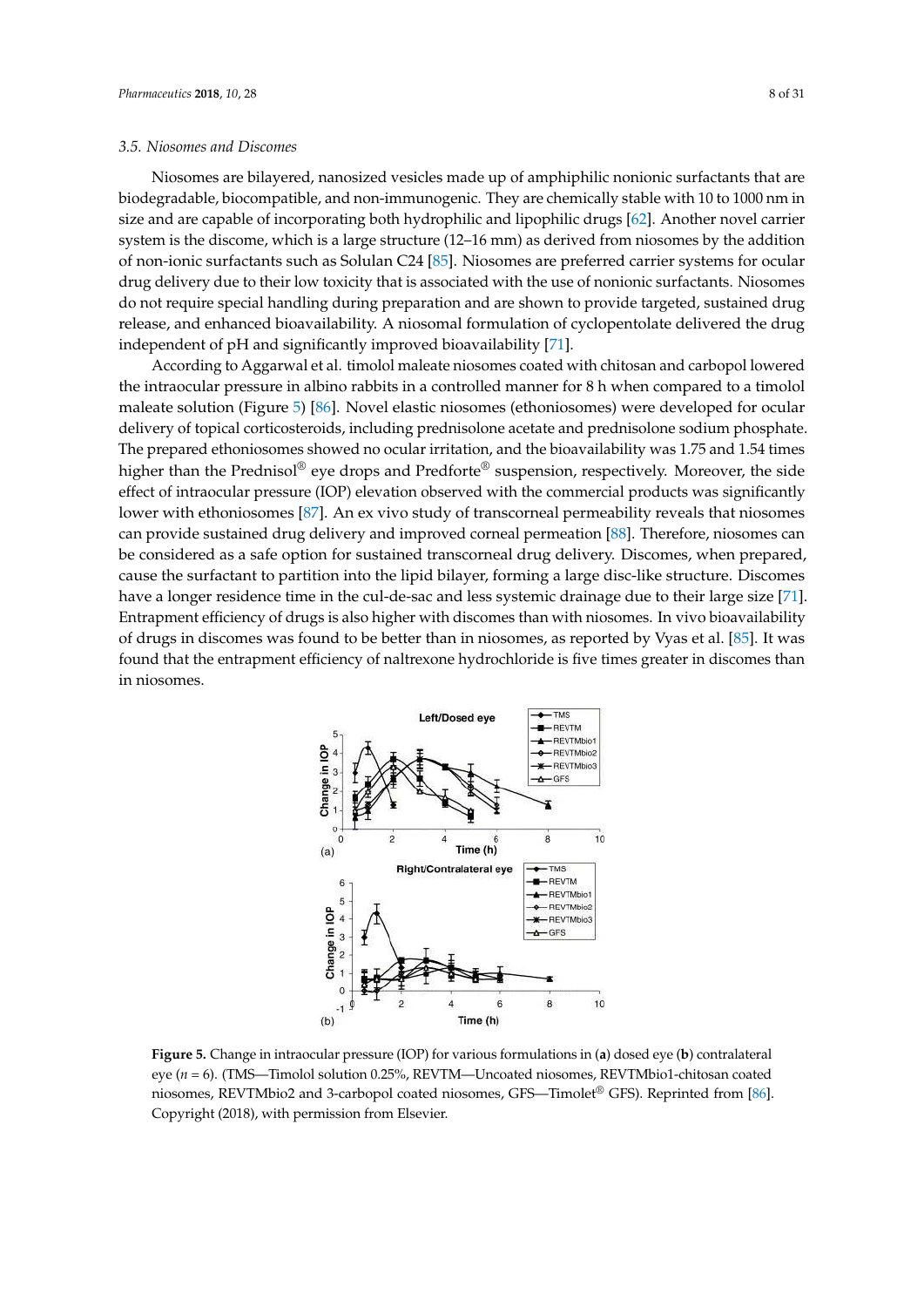### 3.5. Niosomes and Discomes

Niosomes are bilayered, nanosized vesicles made up of amphiphilic nonionic surfactants that are biodegradable, biocompatible, and non-immunogenic. They are chemically stable with 10 to 1000 nm in size and are capable of incorporating both hydrophilic and lipophilic drugs [62]. Another novel carrier system is the discome, which is a large structure (12–16 mm) as derived from niosomes by the addition of non-ionic surfactants such as Solulan C24 [85]. Niosomes are preferred carrier systems for ocular drug delivery due to their low toxicity that is associated with the use of nonionic surfactants. Niosomes do not require special handling during preparation and are shown to provide targeted, sustained drug release, and enhanced bioavailability. A niosomal formulation of cyclopentolate delivered the drug independent of pH and significantly improved bioavailability [71].

According to Aggarwal et al. timolol maleate niosomes coated with chitosan and carbopol lowered the intraocular pressure in albino rabbits in a controlled manner for 8 h when compared to a timolol maleate solution (Figure 5) [86]. Novel elastic niosomes (ethoniosomes) were developed for ocular delivery of topical corticosteroids, including prednisolone acetate and prednisolone sodium phosphate. The prepared ethoniosomes showed no ocular irritation, and the bioavailability was 1.75 and 1.54 times higher than the Prednisol® eye drops and Predforte® suspension, respectively. Moreover, the side effect of intraocular pressure (IOP) elevation observed with the commercial products was significantly lower with ethoniosomes [87]. An ex vivo study of transcorneal permeability reveals that niosomes can provide sustained drug delivery and improved corneal permeation [88]. Therefore, niosomes can be considered as a safe option for sustained transcorneal drug delivery. Discomes, when prepared, cause the surfactant to partition into the lipid bilayer, forming a large disc-like structure. Discomes have a longer residence time in the cul-de-sac and less systemic drainage due to their large size [71]. Entrapment efficiency of drugs is also higher with discomes than with niosomes. In vivo bioavailability of drugs in discomes was found to be better than in niosomes, as reported by Vyas et al. [85]. It was found that the entrapment efficiency of naltrexone hydrochloride is five times greater in discomes than in niosomes.

**Figure 5.** Change in intraocular pressure (IOP) for various formulations in (**a**) dosed eye (**b**) contralateral eye ($n = 6$). (TMS—Timolol solution 0.25%, REVTM—Uncoated niosomes, REVTMbio1-chitosan coated niosomes, REVTMbio2 and 3-carbopol coated niosomes, GFS—Timolet® GFS). Reprinted from [86]. Copyright (2018), with permission from Elsevier.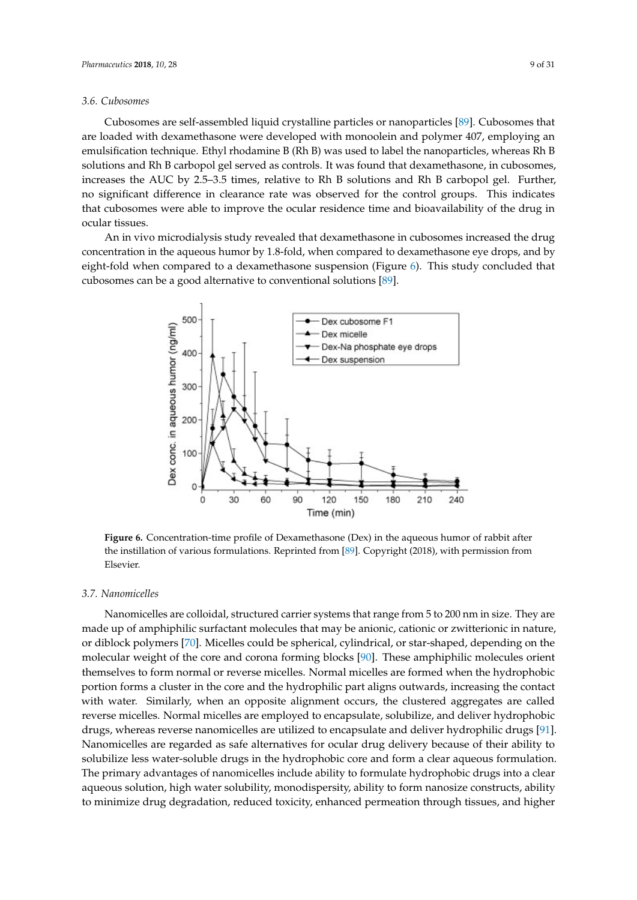### 3.6. Cubosomes

Cubosomes are self-assembled liquid crystalline particles or nanoparticles [89]. Cubosomes that are loaded with dexamethasone were developed with monoolein and polymer 407, employing an emulsification technique. Ethyl rhodamine B (Rh B) was used to label the nanoparticles, whereas Rh B solutions and Rh B carbopol gel served as controls. It was found that dexamethasone, in cubosomes, increases the AUC by 2.5–3.5 times, relative to Rh B solutions and Rh B carbopol gel. Further, no significant difference in clearance rate was observed for the control groups. This indicates that cubosomes were able to improve the ocular residence time and bioavailability of the drug in ocular tissues.

An in vivo microdialysis study revealed that dexamethasone in cubosomes increased the drug concentration in the aqueous humor by 1.8-fold, when compared to dexamethasone eye drops, and by eight-fold when compared to a dexamethasone suspension (Figure 6). This study concluded that cubosomes can be a good alternative to conventional solutions [89].

**Figure 6.** Concentration-time profile of Dexamethasone (Dex) in the aqueous humor of rabbit after the instillation of various formulations. Reprinted from [89]. Copyright (2018), with permission from Elsevier.

### 3.7. Nanomicelles

Nanomicelles are colloidal, structured carrier systems that range from 5 to 200 nm in size. They are made up of amphiphilic surfactant molecules that may be anionic, cationic or zwitterionic in nature, or diblock polymers [70]. Micelles could be spherical, cylindrical, or star-shaped, depending on the molecular weight of the core and corona forming blocks [90]. These amphiphilic molecules orient themselves to form normal or reverse micelles. Normal micelles are formed when the hydrophobic portion forms a cluster in the core and the hydrophilic part aligns outwards, increasing the contact with water. Similarly, when an opposite alignment occurs, the clustered aggregates are called reverse micelles. Normal micelles are employed to encapsulate, solubilize, and deliver hydrophobic drugs, whereas reverse nanomicelles are utilized to encapsulate and deliver hydrophilic drugs [91]. Nanomicelles are regarded as safe alternatives for ocular drug delivery because of their ability to solubilize less water-soluble drugs in the hydrophobic core and form a clear aqueous formulation. The primary advantages of nanomicelles include ability to formulate hydrophobic drugs into a clear aqueous solution, high water solubility, monodispersity, ability to form nanosize constructs, ability to minimize drug degradation, reduced toxicity, enhanced permeation through tissues, and higher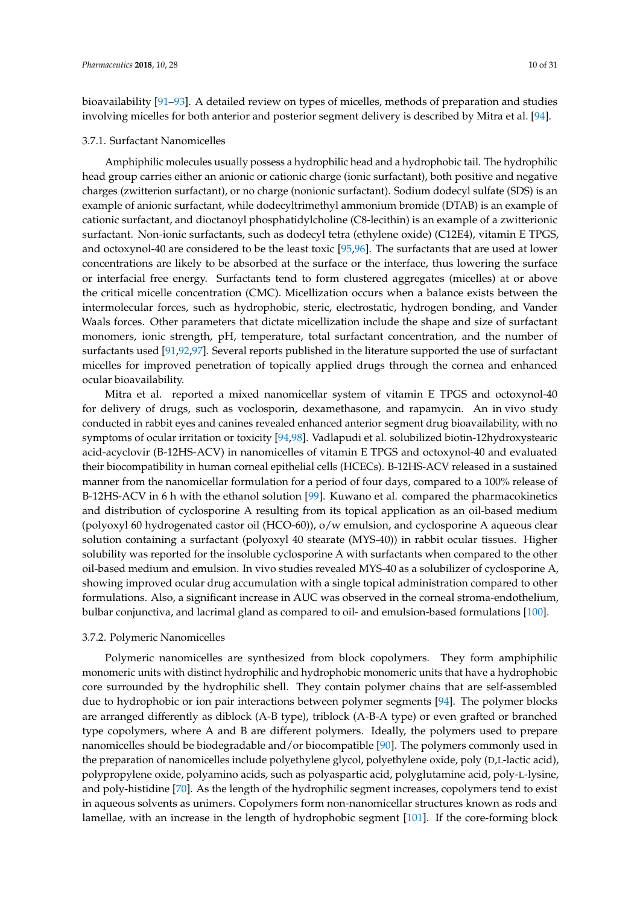bioavailability [91–93]. A detailed review on types of micelles, methods of preparation and studies involving micelles for both anterior and posterior segment delivery is described by Mitra et al. [94].

#### 3.7.1. Surfactant Nanomicelles

Amphiphilic molecules usually possess a hydrophilic head and a hydrophobic tail. The hydrophilic head group carries either an anionic or cationic charge (ionic surfactant), both positive and negative charges (zwitterion surfactant), or no charge (nonionic surfactant). Sodium dodecyl sulfate (SDS) is an example of anionic surfactant, while dodecyltrimethyl ammonium bromide (DTAB) is an example of cationic surfactant, and dioctanoyl phosphatidylcholine (C8-lecithin) is an example of a zwitterionic surfactant. Non-ionic surfactants, such as dodecyl tetra (ethylene oxide) (C12E4), vitamin E TPGS, and octoxynol-40 are considered to be the least toxic [95,96]. The surfactants that are used at lower concentrations are likely to be absorbed at the surface or the interface, thus lowering the surface or interfacial free energy. Surfactants tend to form clustered aggregates (micelles) at or above the critical micelle concentration (CMC). Micellization occurs when a balance exists between the intermolecular forces, such as hydrophobic, steric, electrostatic, hydrogen bonding, and Vander Waals forces. Other parameters that dictate micellization include the shape and size of surfactant monomers, ionic strength, pH, temperature, total surfactant concentration, and the number of surfactants used [91,92,97]. Several reports published in the literature supported the use of surfactant micelles for improved penetration of topically applied drugs through the cornea and enhanced ocular bioavailability.

Mitra et al. reported a mixed nanomicellar system of vitamin E TPGS and octoxynol-40 for delivery of drugs, such as voclosporin, dexamethasone, and rapamycin. An in vivo study conducted in rabbit eyes and canines revealed enhanced anterior segment drug bioavailability, with no symptoms of ocular irritation or toxicity [94,98]. Vadlapudi et al. solubilized biotin-12hydroxystearic acid-acyclovir (B-12HS-ACV) in nanomicelles of vitamin E TPGS and octoxynol-40 and evaluated their biocompatibility in human corneal epithelial cells (HCECs). B-12HS-ACV released in a sustained manner from the nanomicellar formulation for a period of four days, compared to a 100% release of B-12HS-ACV in 6 h with the ethanol solution [99]. Kuwano et al. compared the pharmacokinetics and distribution of cyclosporine A resulting from its topical application as an oil-based medium (polyoxyl 60 hydrogenated castor oil (HCO-60)), o/w emulsion, and cyclosporine A aqueous clear solution containing a surfactant (polyoxyl 40 stearate (MYS-40)) in rabbit ocular tissues. Higher solubility was reported for the insoluble cyclosporine A with surfactants when compared to the other oil-based medium and emulsion. In vivo studies revealed MYS-40 as a solubilizer of cyclosporine A, showing improved ocular drug accumulation with a single topical administration compared to other formulations. Also, a significant increase in AUC was observed in the corneal stroma-endothelium, bulbar conjunctiva, and lacrimal gland as compared to oil- and emulsion-based formulations [100].

#### 3.7.2. Polymeric Nanomicelles

Polymeric nanomicelles are synthesized from block copolymers. They form amphiphilic monomeric units with distinct hydrophilic and hydrophobic monomeric units that have a hydrophobic core surrounded by the hydrophilic shell. They contain polymer chains that are self-assembled due to hydrophobic or ion pair interactions between polymer segments [94]. The polymer blocks are arranged differently as diblock (A-B type), triblock (A-B-A type) or even grafted or branched type copolymers, where A and B are different polymers. Ideally, the polymers used to prepare nanomicelles should be biodegradable and/or biocompatible [90]. The polymers commonly used in the preparation of nanomicelles include polyethylene glycol, polyethylene oxide, poly (D,L-lactic acid), polypropylene oxide, polyamino acids, such as polyaspartic acid, polyglutamine acid, poly-L-lysine, and poly-histidine [70]. As the length of the hydrophilic segment increases, copolymers tend to exist in aqueous solvents as unimers. Copolymers form non-nanomicellar structures known as rods and lamellae, with an increase in the length of hydrophobic segment [101]. If the core-forming block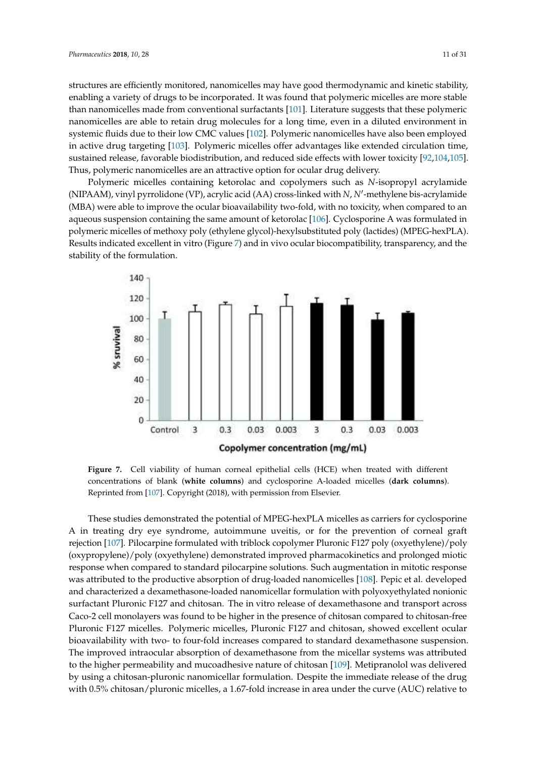structures are efficiently monitored, nanomicelles may have good thermodynamic and kinetic stability, enabling a variety of drugs to be incorporated. It was found that polymeric micelles are more stable than nanomicelles made from conventional surfactants [101]. Literature suggests that these polymeric nanomicelles are able to retain drug molecules for a long time, even in a diluted environment in systemic fluids due to their low CMC values [102]. Polymeric nanomicelles have also been employed in active drug targeting [103]. Polymeric micelles offer advantages like extended circulation time, sustained release, favorable biodistribution, and reduced side effects with lower toxicity [92,104,105]. Thus, polymeric nanomicelles are an attractive option for ocular drug delivery.

Polymeric micelles containing ketorolac and copolymers such as *N*-isopropyl acrylamide (NIPAAM), vinyl pyrrolidone (VP), acrylic acid (AA) cross-linked with *N*, *N*′-methylene bis-acrylamide (MBA) were able to improve the ocular bioavailability two-fold, with no toxicity, when compared to an aqueous suspension containing the same amount of ketorolac [106]. Cyclosporine A was formulated in polymeric micelles of methoxy poly (ethylene glycol)-hexylsubstituted poly (lactides) (MPEG-hexPLA). Results indicated excellent in vitro (Figure 7) and in vivo ocular biocompatibility, transparency, and the stability of the formulation.

**Figure 7.** Cell viability of human corneal epithelial cells (HCE) when treated with different concentrations of blank (**white columns**) and cyclosporine A-loaded micelles (**dark columns**). Reprinted from [107]. Copyright (2018), with permission from Elsevier.

These studies demonstrated the potential of MPEG-hexPLA micelles as carriers for cyclosporine A in treating dry eye syndrome, autoimmune uveitis, or for the prevention of corneal graft rejection [107]. Pilocarpine formulated with triblock copolymer Pluronic F127 poly (oxyethylene)/poly (oxypropylene)/poly (oxyethylene) demonstrated improved pharmacokinetics and prolonged miotic response when compared to standard pilocarpine solutions. Such augmentation in mitotic response was attributed to the productive absorption of drug-loaded nanomicelles [108]. Pepic et al. developed and characterized a dexamethasone-loaded nanomicellar formulation with polyoxyethylated nonionic surfactant Pluronic F127 and chitosan. The in vitro release of dexamethasone and transport across Caco-2 cell monolayers was found to be higher in the presence of chitosan compared to chitosan-free Pluronic F127 micelles. Polymeric micelles, Pluronic F127 and chitosan, showed excellent ocular bioavailability with two- to four-fold increases compared to standard dexamethasone suspension. The improved intraocular absorption of dexamethasone from the micellar systems was attributed to the higher permeability and mucoadhesive nature of chitosan [109]. Metipranolol was delivered by using a chitosan-pluronic nanomicellar formulation. Despite the immediate release of the drug with 0.5% chitosan/pluronic micelles, a 1.67-fold increase in area under the curve (AUC) relative to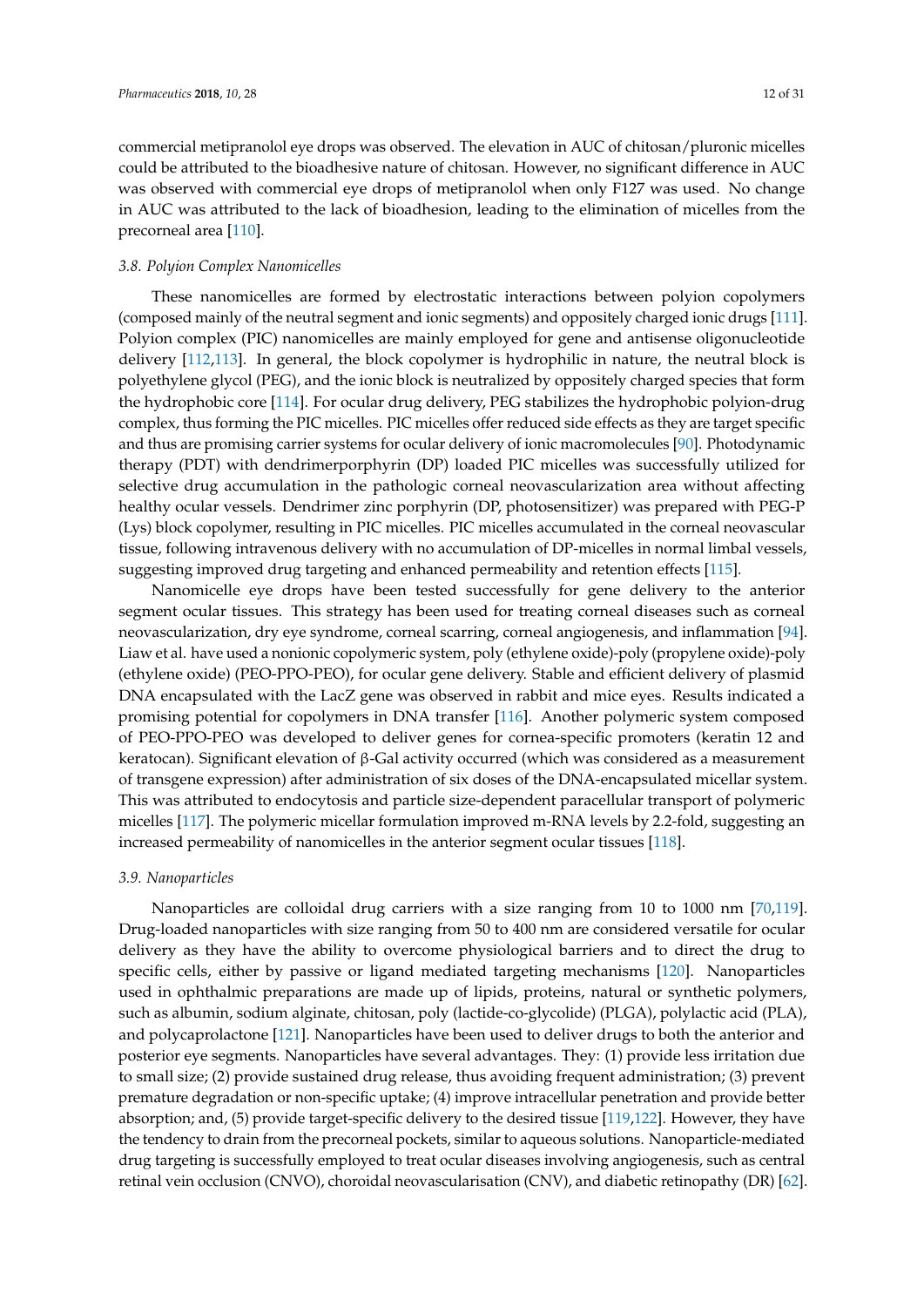commercial metipranolol eye drops was observed. The elevation in AUC of chitosan/pluronic micelles could be attributed to the bioadhesive nature of chitosan. However, no significant difference in AUC was observed with commercial eye drops of metipranolol when only F127 was used. No change in AUC was attributed to the lack of bioadhesion, leading to the elimination of micelles from the precorneal area [110].

### 3.8. Polyion Complex Nanomicelles

These nanomicelles are formed by electrostatic interactions between polyion copolymers (composed mainly of the neutral segment and ionic segments) and oppositely charged ionic drugs [111]. Polyion complex (PIC) nanomicelles are mainly employed for gene and antisense oligonucleotide delivery [112,113]. In general, the block copolymer is hydrophilic in nature, the neutral block is polyethylene glycol (PEG), and the ionic block is neutralized by oppositely charged species that form the hydrophobic core [114]. For ocular drug delivery, PEG stabilizes the hydrophobic polyion-drug complex, thus forming the PIC micelles. PIC micelles offer reduced side effects as they are target specific and thus are promising carrier systems for ocular delivery of ionic macromolecules [90]. Photodynamic therapy (PDT) with dendrimerporphyrin (DP) loaded PIC micelles was successfully utilized for selective drug accumulation in the pathologic corneal neovascularization area without affecting healthy ocular vessels. Dendrimer zinc porphyrin (DP, photosensitizer) was prepared with PEG-P (Lys) block copolymer, resulting in PIC micelles. PIC micelles accumulated in the corneal neovascular tissue, following intravenous delivery with no accumulation of DP-micelles in normal limbal vessels, suggesting improved drug targeting and enhanced permeability and retention effects [115].

Nanomicelle eye drops have been tested successfully for gene delivery to the anterior segment ocular tissues. This strategy has been used for treating corneal diseases such as corneal neovascularization, dry eye syndrome, corneal scarring, corneal angiogenesis, and inflammation [94]. Liaw et al. have used a nonionic copolymeric system, poly (ethylene oxide)-poly (propylene oxide)-poly (ethylene oxide) (PEO-PPO-PEO), for ocular gene delivery. Stable and efficient delivery of plasmid DNA encapsulated with the LacZ gene was observed in rabbit and mice eyes. Results indicated a promising potential for copolymers in DNA transfer [116]. Another polymeric system composed of PEO-PPO-PEO was developed to deliver genes for cornea-specific promoters (keratin 12 and keratocan). Significant elevation of β-Gal activity occurred (which was considered as a measurement of transgene expression) after administration of six doses of the DNA-encapsulated micellar system. This was attributed to endocytosis and particle size-dependent paracellular transport of polymeric micelles [117]. The polymeric micellar formulation improved m-RNA levels by 2.2-fold, suggesting an increased permeability of nanomicelles in the anterior segment ocular tissues [118].

### 3.9. Nanoparticles

Nanoparticles are colloidal drug carriers with a size ranging from 10 to 1000 nm [70,119]. Drug-loaded nanoparticles with size ranging from 50 to 400 nm are considered versatile for ocular delivery as they have the ability to overcome physiological barriers and to direct the drug to specific cells, either by passive or ligand mediated targeting mechanisms [120]. Nanoparticles used in ophthalmic preparations are made up of lipids, proteins, natural or synthetic polymers, such as albumin, sodium alginate, chitosan, poly (lactide-co-glycolide) (PLGA), polylactic acid (PLA), and polycaprolactone [121]. Nanoparticles have been used to deliver drugs to both the anterior and posterior eye segments. Nanoparticles have several advantages. They: (1) provide less irritation due to small size; (2) provide sustained drug release, thus avoiding frequent administration; (3) prevent premature degradation or non-specific uptake; (4) improve intracellular penetration and provide better absorption; and, (5) provide target-specific delivery to the desired tissue [119,122]. However, they have the tendency to drain from the precorneal pockets, similar to aqueous solutions. Nanoparticle-mediated drug targeting is successfully employed to treat ocular diseases involving angiogenesis, such as central retinal vein occlusion (CNVO), choroidal neovascularisation (CNV), and diabetic retinopathy (DR) [62].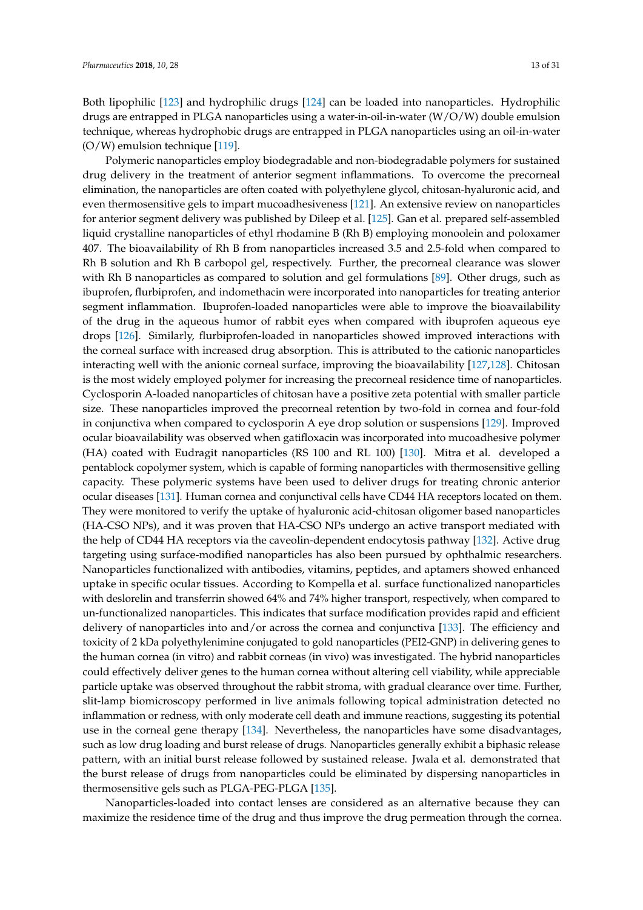Both lipophilic [123] and hydrophilic drugs [124] can be loaded into nanoparticles. Hydrophilic drugs are entrapped in PLGA nanoparticles using a water-in-oil-in-water (W/O/W) double emulsion technique, whereas hydrophobic drugs are entrapped in PLGA nanoparticles using an oil-in-water (O/W) emulsion technique [119].

Polymeric nanoparticles employ biodegradable and non-biodegradable polymers for sustained drug delivery in the treatment of anterior segment inflammations. To overcome the precorneal elimination, the nanoparticles are often coated with polyethylene glycol, chitosan-hyaluronic acid, and even thermosensitive gels to impart mucoadhesiveness [121]. An extensive review on nanoparticles for anterior segment delivery was published by Dileep et al. [125]. Gan et al. prepared self-assembled liquid crystalline nanoparticles of ethyl rhodamine B (Rh B) employing monoolein and poloxamer 407. The bioavailability of Rh B from nanoparticles increased 3.5 and 2.5-fold when compared to Rh B solution and Rh B carbopol gel, respectively. Further, the precorneal clearance was slower with Rh B nanoparticles as compared to solution and gel formulations [89]. Other drugs, such as ibuprofen, flurbiprofen, and indomethacin were incorporated into nanoparticles for treating anterior segment inflammation. Ibuprofen-loaded nanoparticles were able to improve the bioavailability of the drug in the aqueous humor of rabbit eyes when compared with ibuprofen aqueous eye drops [126]. Similarly, flurbiprofen-loaded in nanoparticles showed improved interactions with the corneal surface with increased drug absorption. This is attributed to the cationic nanoparticles interacting well with the anionic corneal surface, improving the bioavailability [127,128]. Chitosan is the most widely employed polymer for increasing the precorneal residence time of nanoparticles. Cyclosporin A-loaded nanoparticles of chitosan have a positive zeta potential with smaller particle size. These nanoparticles improved the precorneal retention by two-fold in cornea and four-fold in conjunctiva when compared to cyclosporin A eye drop solution or suspensions [129]. Improved ocular bioavailability was observed when gatifloxacin was incorporated into mucoadhesive polymer (HA) coated with Eudragit nanoparticles (RS 100 and RL 100) [130]. Mitra et al. developed a pentablock copolymer system, which is capable of forming nanoparticles with thermosensitive gelling capacity. These polymeric systems have been used to deliver drugs for treating chronic anterior ocular diseases [131]. Human cornea and conjunctival cells have CD44 HA receptors located on them. They were monitored to verify the uptake of hyaluronic acid-chitosan oligomer based nanoparticles (HA-CSO NPs), and it was proven that HA-CSO NPs undergo an active transport mediated with the help of CD44 HA receptors via the caveolin-dependent endocytosis pathway [132]. Active drug targeting using surface-modified nanoparticles has also been pursued by ophthalmic researchers. Nanoparticles functionalized with antibodies, vitamins, peptides, and aptamers showed enhanced uptake in specific ocular tissues. According to Kompella et al. surface functionalized nanoparticles with deslorelin and transferrin showed 64% and 74% higher transport, respectively, when compared to un-functionalized nanoparticles. This indicates that surface modification provides rapid and efficient delivery of nanoparticles into and/or across the cornea and conjunctiva [133]. The efficiency and toxicity of 2 kDa polyethylenimine conjugated to gold nanoparticles (PEI2-GNP) in delivering genes to the human cornea (in vitro) and rabbit corneas (in vivo) was investigated. The hybrid nanoparticles could effectively deliver genes to the human cornea without altering cell viability, while appreciable particle uptake was observed throughout the rabbit stroma, with gradual clearance over time. Further, slit-lamp biomicroscopy performed in live animals following topical administration detected no inflammation or redness, with only moderate cell death and immune reactions, suggesting its potential use in the corneal gene therapy [134]. Nevertheless, the nanoparticles have some disadvantages, such as low drug loading and burst release of drugs. Nanoparticles generally exhibit a biphasic release pattern, with an initial burst release followed by sustained release. Jwala et al. demonstrated that the burst release of drugs from nanoparticles could be eliminated by dispersing nanoparticles in thermosensitive gels such as PLGA-PEG-PLGA [135].

Nanoparticles-loaded into contact lenses are considered as an alternative because they can maximize the residence time of the drug and thus improve the drug permeation through the cornea.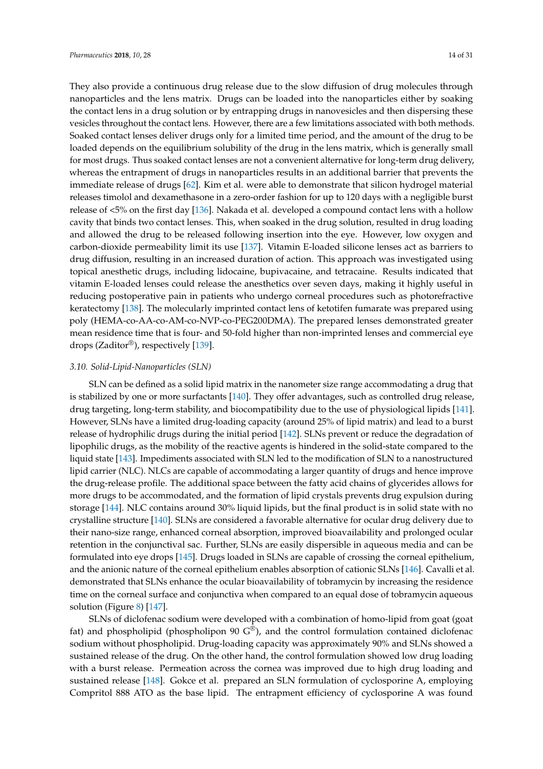They also provide a continuous drug release due to the slow diffusion of drug molecules through nanoparticles and the lens matrix. Drugs can be loaded into the nanoparticles either by soaking the contact lens in a drug solution or by entrapping drugs in nanovesicles and then dispersing these vesicles throughout the contact lens. However, there are a few limitations associated with both methods. Soaked contact lenses deliver drugs only for a limited time period, and the amount of the drug to be loaded depends on the equilibrium solubility of the drug in the lens matrix, which is generally small for most drugs. Thus soaked contact lenses are not a convenient alternative for long-term drug delivery, whereas the entrapment of drugs in nanoparticles results in an additional barrier that prevents the immediate release of drugs [62]. Kim et al. were able to demonstrate that silicon hydrogel material releases timolol and dexamethasone in a zero-order fashion for up to 120 days with a negligible burst release of <5% on the first day [136]. Nakada et al. developed a compound contact lens with a hollow cavity that binds two contact lenses. This, when soaked in the drug solution, resulted in drug loading and allowed the drug to be released following insertion into the eye. However, low oxygen and carbon-dioxide permeability limit its use [137]. Vitamin E-loaded silicone lenses act as barriers to drug diffusion, resulting in an increased duration of action. This approach was investigated using topical anesthetic drugs, including lidocaine, bupivacaine, and tetracaine. Results indicated that vitamin E-loaded lenses could release the anesthetics over seven days, making it highly useful in reducing postoperative pain in patients who undergo corneal procedures such as photorefractive keratectomy [138]. The molecularly imprinted contact lens of ketotifen fumarate was prepared using poly (HEMA-co-AA-co-AM-co-NVP-co-PEG200DMA). The prepared lenses demonstrated greater mean residence time that is four- and 50-fold higher than non-imprinted lenses and commercial eye drops (Zaditor®), respectively [139].

### 3.10. Solid-Lipid-Nanoparticles (SLN)

SLN can be defined as a solid lipid matrix in the nanometer size range accommodating a drug that is stabilized by one or more surfactants [140]. They offer advantages, such as controlled drug release, drug targeting, long-term stability, and biocompatibility due to the use of physiological lipids [141]. However, SLNs have a limited drug-loading capacity (around 25% of lipid matrix) and lead to a burst release of hydrophilic drugs during the initial period [142]. SLNs prevent or reduce the degradation of lipophilic drugs, as the mobility of the reactive agents is hindered in the solid-state compared to the liquid state [143]. Impediments associated with SLN led to the modification of SLN to a nanostructured lipid carrier (NLC). NLCs are capable of accommodating a larger quantity of drugs and hence improve the drug-release profile. The additional space between the fatty acid chains of glycerides allows for more drugs to be accommodated, and the formation of lipid crystals prevents drug expulsion during storage [144]. NLC contains around 30% liquid lipids, but the final product is in solid state with no crystalline structure [140]. SLNs are considered a favorable alternative for ocular drug delivery due to their nano-size range, enhanced corneal absorption, improved bioavailability and prolonged ocular retention in the conjunctival sac. Further, SLNs are easily dispersible in aqueous media and can be formulated into eye drops [145]. Drugs loaded in SLNs are capable of crossing the corneal epithelium, and the anionic nature of the corneal epithelium enables absorption of cationic SLNs [146]. Cavalli et al. demonstrated that SLNs enhance the ocular bioavailability of tobramycin by increasing the residence time on the corneal surface and conjunctiva when compared to an equal dose of tobramycin aqueous solution (Figure 8) [147].

SLNs of diclofenac sodium were developed with a combination of homo-lipid from goat (goat fat) and phospholipid (phospholipon 90 G®), and the control formulation contained diclofenac sodium without phospholipid. Drug-loading capacity was approximately 90% and SLNs showed a sustained release of the drug. On the other hand, the control formulation showed low drug loading with a burst release. Permeation across the cornea was improved due to high drug loading and sustained release [148]. Gokce et al. prepared an SLN formulation of cyclosporine A, employing Compritol 888 ATO as the base lipid. The entrapment efficiency of cyclosporine A was found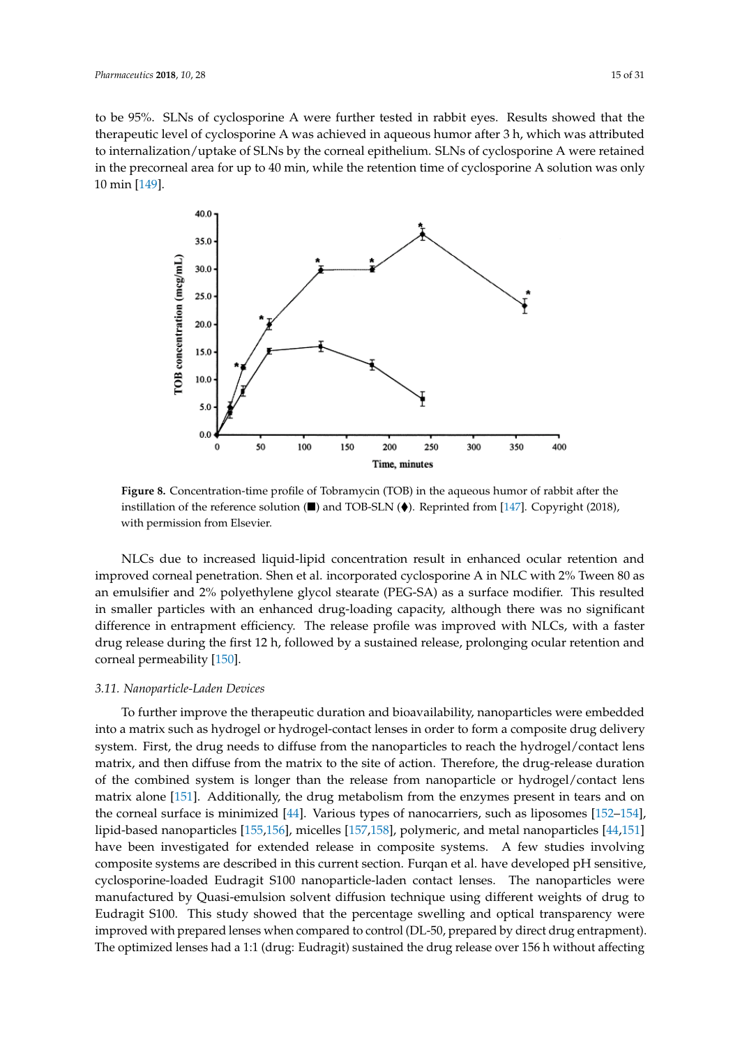to be 95%. SLNs of cyclosporine A were further tested in rabbit eyes. Results showed that the therapeutic level of cyclosporine A was achieved in aqueous humor after 3 h, which was attributed to internalization/uptake of SLNs by the corneal epithelium. SLNs of cyclosporine A were retained in the precorneal area for up to 40 min, while the retention time of cyclosporine A solution was only 10 min [149].

**Figure 8.** Concentration-time profile of Tobramycin (TOB) in the aqueous humor of rabbit after the instillation of the reference solution (■) and TOB-SLN (♦). Reprinted from [147]. Copyright (2018), with permission from Elsevier.

NLCs due to increased liquid-lipid concentration result in enhanced ocular retention and improved corneal penetration. Shen et al. incorporated cyclosporine A in NLC with 2% Tween 80 as an emulsifier and 2% polyethylene glycol stearate (PEG-SA) as a surface modifier. This resulted in smaller particles with an enhanced drug-loading capacity, although there was no significant difference in entrapment efficiency. The release profile was improved with NLCs, with a faster drug release during the first 12 h, followed by a sustained release, prolonging ocular retention and corneal permeability [150].

### *3.11. Nanoparticle-Laden Devices*

To further improve the therapeutic duration and bioavailability, nanoparticles were embedded into a matrix such as hydrogel or hydrogel-contact lenses in order to form a composite drug delivery system. First, the drug needs to diffuse from the nanoparticles to reach the hydrogel/contact lens matrix, and then diffuse from the matrix to the site of action. Therefore, the drug-release duration of the combined system is longer than the release from nanoparticle or hydrogel/contact lens matrix alone [151]. Additionally, the drug metabolism from the enzymes present in tears and on the corneal surface is minimized [44]. Various types of nanocarriers, such as liposomes [152–154], lipid-based nanoparticles [155,156], micelles [157,158], polymeric, and metal nanoparticles [44,151] have been investigated for extended release in composite systems. A few studies involving composite systems are described in this current section. Furqan et al. have developed pH sensitive, cyclosporine-loaded Eudragit S100 nanoparticle-laden contact lenses. The nanoparticles were manufactured by Quasi-emulsion solvent diffusion technique using different weights of drug to Eudragit S100. This study showed that the percentage swelling and optical transparency were improved with prepared lenses when compared to control (DL-50, prepared by direct drug entrapment). The optimized lenses had a 1:1 (drug: Eudragit) sustained the drug release over 156 h without affecting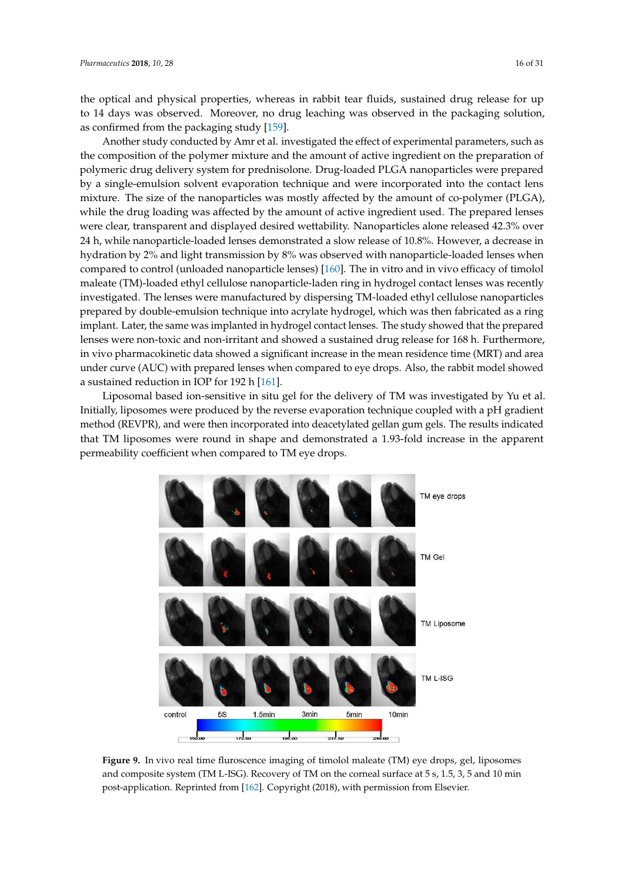the optical and physical properties, whereas in rabbit tear fluids, sustained drug release for up to 14 days was observed. Moreover, no drug leaching was observed in the packaging solution, as confirmed from the packaging study [159].

Another study conducted by Amr et al. investigated the effect of experimental parameters, such as the composition of the polymer mixture and the amount of active ingredient on the preparation of polymeric drug delivery system for prednisolone. Drug-loaded PLGA nanoparticles were prepared by a single-emulsion solvent evaporation technique and were incorporated into the contact lens mixture. The size of the nanoparticles was mostly affected by the amount of co-polymer (PLGA), while the drug loading was affected by the amount of active ingredient used. The prepared lenses were clear, transparent and displayed desired wettability. Nanoparticles alone released 42.3% over 24 h, while nanoparticle-loaded lenses demonstrated a slow release of 10.8%. However, a decrease in hydration by 2% and light transmission by 8% was observed with nanoparticle-loaded lenses when compared to control (unloaded nanoparticle lenses) [160]. The in vitro and in vivo efficacy of timolol maleate (TM)-loaded ethyl cellulose nanoparticle-laden ring in hydrogel contact lenses was recently investigated. The lenses were manufactured by dispersing TM-loaded ethyl cellulose nanoparticles prepared by double-emulsion technique into acrylate hydrogel, which was then fabricated as a ring implant. Later, the same was implanted in hydrogel contact lenses. The study showed that the prepared lenses were non-toxic and non-irritant and showed a sustained drug release for 168 h. Furthermore, in vivo pharmacokinetic data showed a significant increase in the mean residence time (MRT) and area under curve (AUC) with prepared lenses when compared to eye drops. Also, the rabbit model showed a sustained reduction in IOP for 192 h [161].

Liposomal based ion-sensitive in situ gel for the delivery of TM was investigated by Yu et al. Initially, liposomes were produced by the reverse evaporation technique coupled with a pH gradient method (REVPR), and were then incorporated into deacetylated gellan gum gels. The results indicated that TM liposomes were round in shape and demonstrated a 1.93-fold increase in the apparent permeability coefficient when compared to TM eye drops.

**Figure 9.** In vivo real time fluroscence imaging of timolol maleate (TM) eye drops, gel, liposomes and composite system (TM L-ISG). Recovery of TM on the corneal surface at 5 s, 1.5, 3, 5 and 10 min post-application. Reprinted from [162]. Copyright (2018), with permission from Elsevier.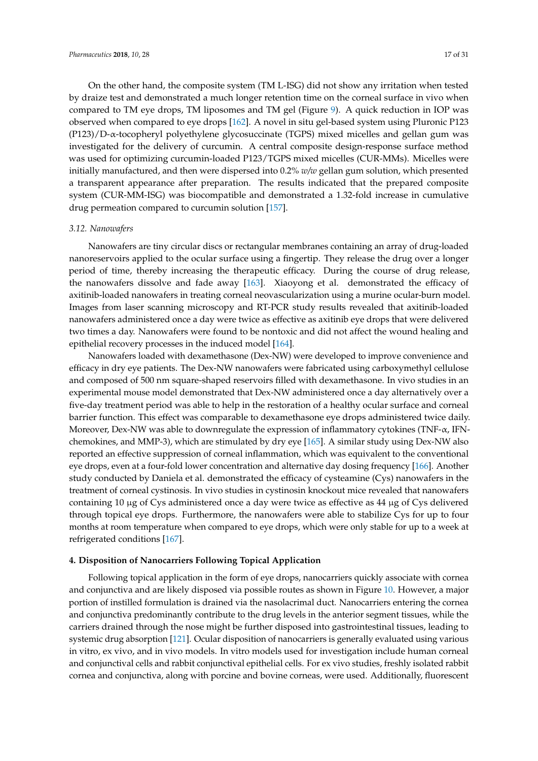On the other hand, the composite system (TM L-ISG) did not show any irritation when tested by draize test and demonstrated a much longer retention time on the corneal surface in vivo when compared to TM eye drops, TM liposomes and TM gel (Figure 9). A quick reduction in IOP was observed when compared to eye drops [162]. A novel in situ gel-based system using Pluronic P123 (P123)/D-α-tocopheryl polyethylene glycosuccinate (TGPS) mixed micelles and gellan gum was investigated for the delivery of curcumin. A central composite design-response surface method was used for optimizing curcumin-loaded P123/TGPS mixed micelles (CUR-MMs). Micelles were initially manufactured, and then were dispersed into 0.2% *w/w* gellan gum solution, which presented a transparent appearance after preparation. The results indicated that the prepared composite system (CUR-MM-ISG) was biocompatible and demonstrated a 1.32-fold increase in cumulative drug permeation compared to curcumin solution [157].

### *3.12. Nanowafers*

Nanowafers are tiny circular discs or rectangular membranes containing an array of drug-loaded nanoreservoirs applied to the ocular surface using a fingertip. They release the drug over a longer period of time, thereby increasing the therapeutic efficacy. During the course of drug release, the nanowafers dissolve and fade away [163]. Xiaoyong et al. demonstrated the efficacy of axitinib-loaded nanowafers in treating corneal neovascularization using a murine ocular-burn model. Images from laser scanning microscopy and RT-PCR study results revealed that axitinib-loaded nanowafers administered once a day were twice as effective as axitinib eye drops that were delivered two times a day. Nanowafers were found to be nontoxic and did not affect the wound healing and epithelial recovery processes in the induced model [164].

Nanowafers loaded with dexamethasone (Dex-NW) were developed to improve convenience and efficacy in dry eye patients. The Dex-NW nanowafers were fabricated using carboxymethyl cellulose and composed of 500 nm square-shaped reservoirs filled with dexamethasone. In vivo studies in an experimental mouse model demonstrated that Dex-NW administered once a day alternatively over a five-day treatment period was able to help in the restoration of a healthy ocular surface and corneal barrier function. This effect was comparable to dexamethasone eye drops administered twice daily. Moreover, Dex-NW was able to downregulate the expression of inflammatory cytokines (TNF-α, IFN-chemokines, and MMP-3), which are stimulated by dry eye [165]. A similar study using Dex-NW also reported an effective suppression of corneal inflammation, which was equivalent to the conventional eye drops, even at a four-fold lower concentration and alternative day dosing frequency [166]. Another study conducted by Daniela et al. demonstrated the efficacy of cysteamine (Cys) nanowafers in the treatment of corneal cystinosis. In vivo studies in cystinosin knockout mice revealed that nanowafers containing 10 μg of Cys administered once a day were twice as effective as 44 μg of Cys delivered through topical eye drops. Furthermore, the nanowafers were able to stabilize Cys for up to four months at room temperature when compared to eye drops, which were only stable for up to a week at refrigerated conditions [167].

## **4. Disposition of Nanocarriers Following Topical Application**

Following topical application in the form of eye drops, nanocarriers quickly associate with cornea and conjunctiva and are likely disposed via possible routes as shown in Figure 10. However, a major portion of instilled formulation is drained via the nasolacrimal duct. Nanocarriers entering the cornea and conjunctiva predominantly contribute to the drug levels in the anterior segment tissues, while the carriers drained through the nose might be further disposed into gastrointestinal tissues, leading to systemic drug absorption [121]. Ocular disposition of nanocarriers is generally evaluated using various in vitro, ex vivo, and in vivo models. In vitro models used for investigation include human corneal and conjunctival cells and rabbit conjunctival epithelial cells. For ex vivo studies, freshly isolated rabbit cornea and conjunctiva, along with porcine and bovine corneas, were used. Additionally, fluorescent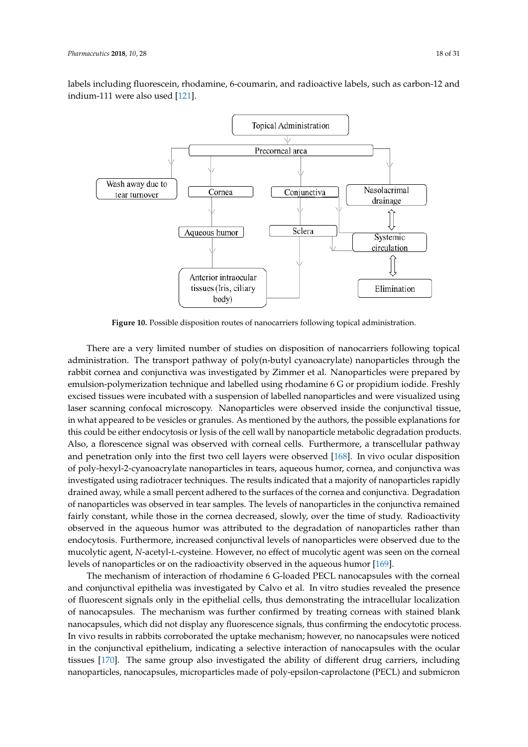labels including fluorescein, rhodamine, 6-coumarin, and radioactive labels, such as carbon-12 and indium-111 were also used [121].

**Figure 10.** Possible disposition routes of nanocarriers following topical administration.

There are a very limited number of studies on disposition of nanocarriers following topical administration. The transport pathway of poly(n-butyl cyanoacrylate) nanoparticles through the rabbit cornea and conjunctiva was investigated by Zimmer et al. Nanoparticles were prepared by emulsion-polymerization technique and labelled using rhodamine 6 G or propidium iodide. Freshly excised tissues were incubated with a suspension of labelled nanoparticles and were visualized using laser scanning confocal microscopy. Nanoparticles were observed inside the conjunctival tissue, in what appeared to be vesicles or granules. As mentioned by the authors, the possible explanations for this could be either endocytosis or lysis of the cell wall by nanoparticle metabolic degradation products. Also, a florescence signal was observed with corneal cells. Furthermore, a transcellular pathway and penetration only into the first two cell layers were observed [168]. In vivo ocular disposition of poly-hexyl-2-cyanoacrylate nanoparticles in tears, aqueous humor, cornea, and conjunctiva was investigated using radiotracer techniques. The results indicated that a majority of nanoparticles rapidly drained away, while a small percent adhered to the surfaces of the cornea and conjunctiva. Degradation of nanoparticles was observed in tear samples. The levels of nanoparticles in the conjunctiva remained fairly constant, while those in the cornea decreased, slowly, over the time of study. Radioactivity observed in the aqueous humor was attributed to the degradation of nanoparticles rather than endocytosis. Furthermore, increased conjunctival levels of nanoparticles were observed due to the mucolytic agent, *N*-acetyl-L-cysteine. However, no effect of mucolytic agent was seen on the corneal levels of nanoparticles or on the radioactivity observed in the aqueous humor [169].

The mechanism of interaction of rhodamine 6 G-loaded PECL nanocapsules with the corneal and conjunctival epithelia was investigated by Calvo et al. In vitro studies revealed the presence of fluorescent signals only in the epithelial cells, thus demonstrating the intracellular localization of nanocapsules. The mechanism was further confirmed by treating corneas with stained blank nanocapsules, which did not display any fluorescence signals, thus confirming the endocytotic process. In vivo results in rabbits corroborated the uptake mechanism; however, no nanocapsules were noticed in the conjunctival epithelium, indicating a selective interaction of nanocapsules with the ocular tissues [170]. The same group also investigated the ability of different drug carriers, including nanoparticles, nanocapsules, microparticles made of poly-epsilon-caprolactone (PECL) and submicron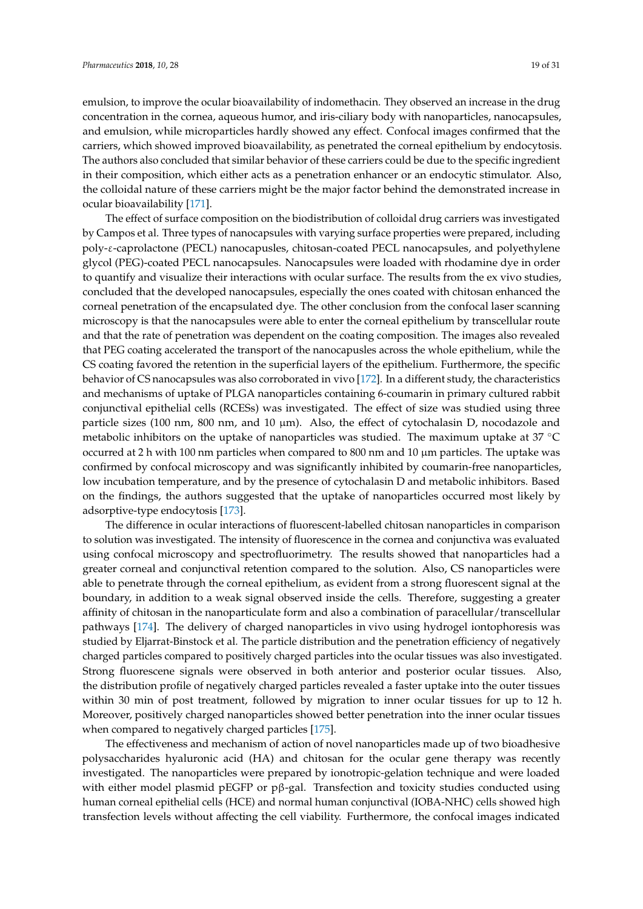emulsion, to improve the ocular bioavailability of indomethacin. They observed an increase in the drug concentration in the cornea, aqueous humor, and iris-ciliary body with nanoparticles, nanocapsules, and emulsion, while microparticles hardly showed any effect. Confocal images confirmed that the carriers, which showed improved bioavailability, as penetrated the corneal epithelium by endocytosis. The authors also concluded that similar behavior of these carriers could be due to the specific ingredient in their composition, which either acts as a penetration enhancer or an endocytic stimulator. Also, the colloidal nature of these carriers might be the major factor behind the demonstrated increase in ocular bioavailability [171].

The effect of surface composition on the biodistribution of colloidal drug carriers was investigated by Campos et al. Three types of nanocapsules with varying surface properties were prepared, including poly-ε-caprolactone (PECL) nanocapsules, chitosan-coated PECL nanocapsules, and polyethylene glycol (PEG)-coated PECL nanocapsules. Nanocapsules were loaded with rhodamine dye in order to quantify and visualize their interactions with ocular surface. The results from the ex vivo studies, concluded that the developed nanocapsules, especially the ones coated with chitosan enhanced the corneal penetration of the encapsulated dye. The other conclusion from the confocal laser scanning microscopy is that the nanocapsules were able to enter the corneal epithelium by transcellular route and that the rate of penetration was dependent on the coating composition. The images also revealed that PEG coating accelerated the transport of the nanocapsules across the whole epithelium, while the CS coating favored the retention in the superficial layers of the epithelium. Furthermore, the specific behavior of CS nanocapsules was also corroborated in vivo [172]. In a different study, the characteristics and mechanisms of uptake of PLGA nanoparticles containing 6-coumarin in primary cultured rabbit conjunctival epithelial cells (RCESs) was investigated. The effect of size was studied using three particle sizes (100 nm, 800 nm, and 10 μm). Also, the effect of cytochalasin D, nocodazole and metabolic inhibitors on the uptake of nanoparticles was studied. The maximum uptake at 37 °C occurred at 2 h with 100 nm particles when compared to 800 nm and 10 μm particles. The uptake was confirmed by confocal microscopy and was significantly inhibited by coumarin-free nanoparticles, low incubation temperature, and by the presence of cytochalasin D and metabolic inhibitors. Based on the findings, the authors suggested that the uptake of nanoparticles occurred most likely by adsorptive-type endocytosis [173].

The difference in ocular interactions of fluorescent-labelled chitosan nanoparticles in comparison to solution was investigated. The intensity of fluorescence in the cornea and conjunctiva was evaluated using confocal microscopy and spectrofluorimetry. The results showed that nanoparticles had a greater corneal and conjunctival retention compared to the solution. Also, CS nanoparticles were able to penetrate through the corneal epithelium, as evident from a strong fluorescent signal at the boundary, in addition to a weak signal observed inside the cells. Therefore, suggesting a greater affinity of chitosan in the nanoparticulate form and also a combination of paracellular/transcellular pathways [174]. The delivery of charged nanoparticles in vivo using hydrogel iontophoresis was studied by Eljarrat-Binstock et al. The particle distribution and the penetration efficiency of negatively charged particles compared to positively charged particles into the ocular tissues was also investigated. Strong fluorescene signals were observed in both anterior and posterior ocular tissues. Also, the distribution profile of negatively charged particles revealed a faster uptake into the outer tissues within 30 min of post treatment, followed by migration to inner ocular tissues for up to 12 h. Moreover, positively charged nanoparticles showed better penetration into the inner ocular tissues when compared to negatively charged particles [175].

The effectiveness and mechanism of action of novel nanoparticles made up of two bioadhesive polysaccharides hyaluronic acid (HA) and chitosan for the ocular gene therapy was recently investigated. The nanoparticles were prepared by ionotropic-gelation technique and were loaded with either model plasmid pEGFP or pβ-gal. Transfection and toxicity studies conducted using human corneal epithelial cells (HCE) and normal human conjunctival (IOBA-NHC) cells showed high transfection levels without affecting the cell viability. Furthermore, the confocal images indicated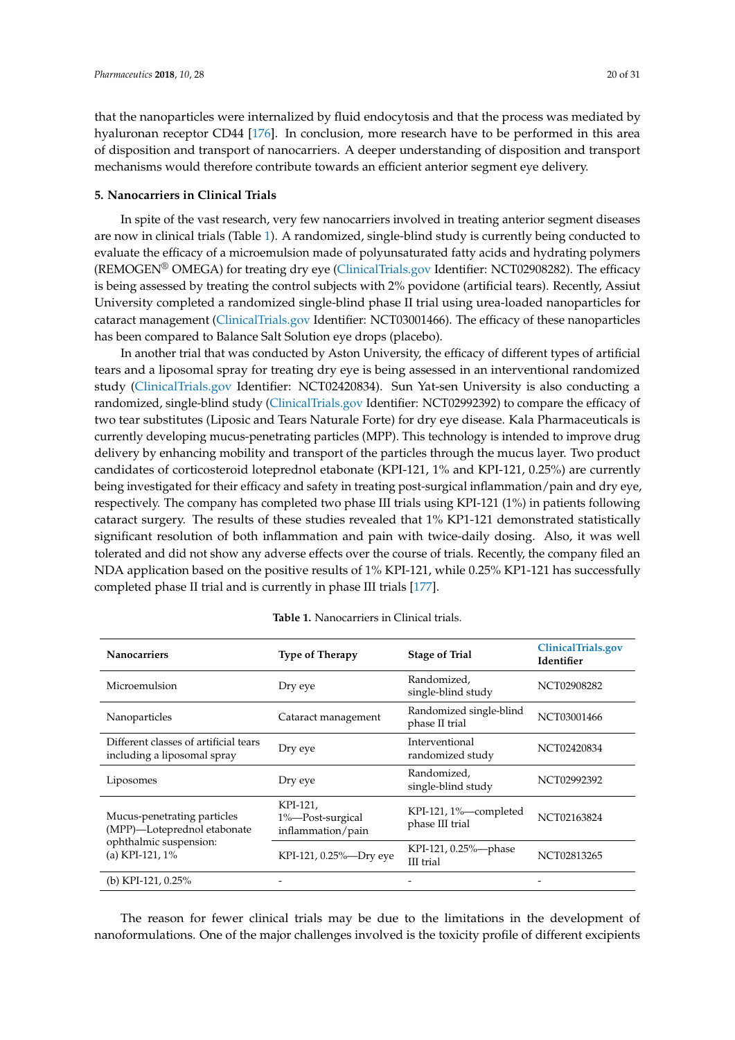that the nanoparticles were internalized by fluid endocytosis and that the process was mediated by hyaluronan receptor CD44 [176]. In conclusion, more research have to be performed in this area of disposition and transport of nanocarriers. A deeper understanding of disposition and transport mechanisms would therefore contribute towards an efficient anterior segment eye delivery.

## 5. Nanocarriers in Clinical Trials

In spite of the vast research, very few nanocarriers involved in treating anterior segment diseases are now in clinical trials (Table 1). A randomized, single-blind study is currently being conducted to evaluate the efficacy of a microemulsion made of polyunsaturated fatty acids and hydrating polymers (REMOGEN® OMEGA) for treating dry eye (ClinicalTrials.gov Identifier: NCT02908282). The efficacy is being assessed by treating the control subjects with 2% povidone (artificial tears). Recently, Assiut University completed a randomized single-blind phase II trial using urea-loaded nanoparticles for cataract management (ClinicalTrials.gov Identifier: NCT03001466). The efficacy of these nanoparticles has been compared to Balance Salt Solution eye drops (placebo).

In another trial that was conducted by Aston University, the efficacy of different types of artificial tears and a liposomal spray for treating dry eye is being assessed in an interventional randomized study (ClinicalTrials.gov Identifier: NCT02420834). Sun Yat-sen University is also conducting a randomized, single-blind study (ClinicalTrials.gov Identifier: NCT02992392) to compare the efficacy of two tear substitutes (Liposic and Tears Naturale Forte) for dry eye disease. Kala Pharmaceuticals is currently developing mucus-penetrating particles (MPP). This technology is intended to improve drug delivery by enhancing mobility and transport of the particles through the mucus layer. Two product candidates of corticosteroid loteprednol etabonate (KPI-121, 1% and KPI-121, 0.25%) are currently being investigated for their efficacy and safety in treating post-surgical inflammation/pain and dry eye, respectively. The company has completed two phase III trials using KPI-121 (1%) in patients following cataract surgery. The results of these studies revealed that 1% KP1-121 demonstrated statistically significant resolution of both inflammation and pain with twice-daily dosing. Also, it was well tolerated and did not show any adverse effects over the course of trials. Recently, the company filed an NDA application based on the positive results of 1% KPI-121, while 0.25% KP1-121 has successfully completed phase II trial and is currently in phase III trials [177].

**Table 1.** Nanocarriers in Clinical trials.

| Nanocarriers | Type of Therapy | Stage of Trial | ClinicalTrials.gov Identifier |
|---|---|---|---|
| Microemulsion | Dry eye | Randomized, single-blind study | NCT02908282 |
| Nanoparticles | Cataract management | Randomized single-blind phase II trial | NCT03001466 |
| Different classes of artificial tears including a liposomal spray | Dry eye | Interventional randomized study | NCT02420834 |
| Liposomes | Dry eye | Randomized, single-blind study | NCT02992392 |
| Mucus-penetrating particles (MPP)—Loteprednol etabonate ophthalmic suspension: (a) KPI-121, 1% | KPI-121, 1%—Post-surgical inflammation/pain | KPI-121, 1%—completed phase III trial | NCT02163824 |
| | KPI-121, 0.25%—Dry eye | KPI-121, 0.25%—phase III trial | NCT02813265 |
| (b) KPI-121, 0.25% | - | - | - |

The reason for fewer clinical trials may be due to the limitations in the development of nanoformulations. One of the major challenges involved is the toxicity profile of different excipients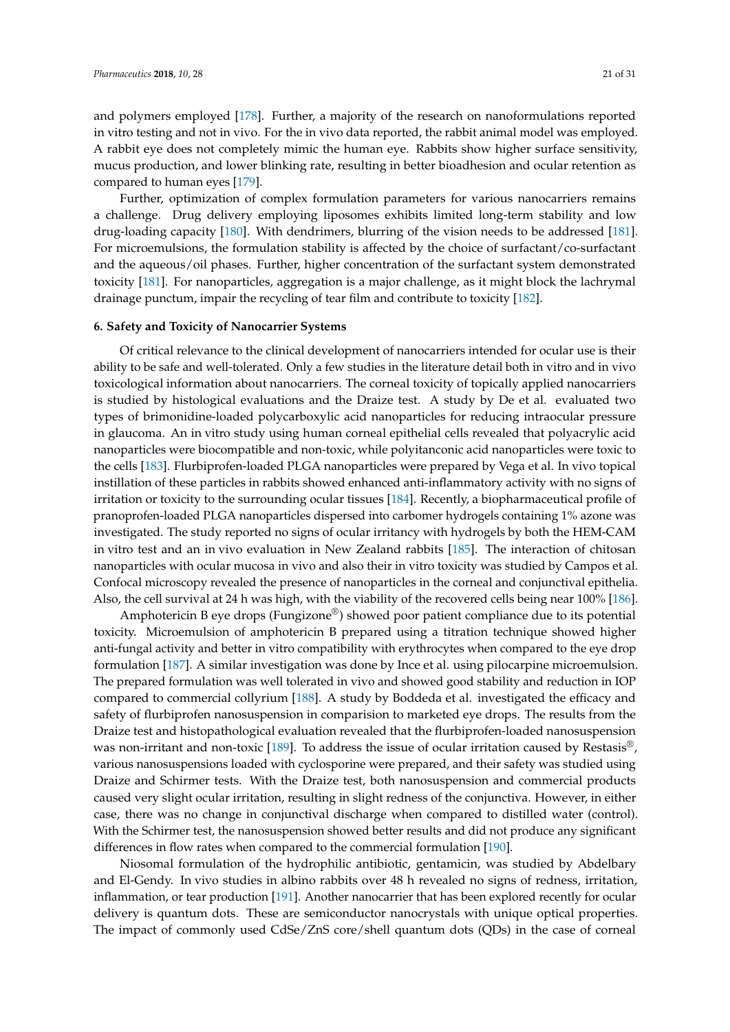and polymers employed [178]. Further, a majority of the research on nanoformulations reported in vitro testing and not in vivo. For the in vivo data reported, the rabbit animal model was employed. A rabbit eye does not completely mimic the human eye. Rabbits show higher surface sensitivity, mucus production, and lower blinking rate, resulting in better bioadhesion and ocular retention as compared to human eyes [179].

Further, optimization of complex formulation parameters for various nanocarriers remains a challenge. Drug delivery employing liposomes exhibits limited long-term stability and low drug-loading capacity [180]. With dendrimers, blurring of the vision needs to be addressed [181]. For microemulsions, the formulation stability is affected by the choice of surfactant/co-surfactant and the aqueous/oil phases. Further, higher concentration of the surfactant system demonstrated toxicity [181]. For nanoparticles, aggregation is a major challenge, as it might block the lachrymal drainage punctum, impair the recycling of tear film and contribute to toxicity [182].

#### 6. Safety and Toxicity of Nanocarrier Systems

Of critical relevance to the clinical development of nanocarriers intended for ocular use is their ability to be safe and well-tolerated. Only a few studies in the literature detail both in vitro and in vivo toxicological information about nanocarriers. The corneal toxicity of topically applied nanocarriers is studied by histological evaluations and the Draize test. A study by De et al. evaluated two types of brimonidine-loaded polycarboxylic acid nanoparticles for reducing intraocular pressure in glaucoma. An in vitro study using human corneal epithelial cells revealed that polyacrylic acid nanoparticles were biocompatible and non-toxic, while polyitanconic acid nanoparticles were toxic to the cells [183]. Flurbiprofen-loaded PLGA nanoparticles were prepared by Vega et al. In vivo topical instillation of these particles in rabbits showed enhanced anti-inflammatory activity with no signs of irritation or toxicity to the surrounding ocular tissues [184]. Recently, a biopharmaceutical profile of pranoprofen-loaded PLGA nanoparticles dispersed into carbomer hydrogels containing 1% azone was investigated. The study reported no signs of ocular irritancy with hydrogels by both the HEM-CAM in vitro test and an in vivo evaluation in New Zealand rabbits [185]. The interaction of chitosan nanoparticles with ocular mucosa in vivo and also their in vitro toxicity was studied by Campos et al. Confocal microscopy revealed the presence of nanoparticles in the corneal and conjunctival epithelia. Also, the cell survival at 24 h was high, with the viability of the recovered cells being near 100% [186].

Amphotericin B eye drops (Fungizone®) showed poor patient compliance due to its potential toxicity. Microemulsion of amphotericin B prepared using a titration technique showed higher anti-fungal activity and better in vitro compatibility with erythrocytes when compared to the eye drop formulation [187]. A similar investigation was done by Ince et al. using pilocarpine microemulsion. The prepared formulation was well tolerated in vivo and showed good stability and reduction in IOP compared to commercial collyrium [188]. A study by Boddeda et al. investigated the efficacy and safety of flurbiprofen nanosuspension in comparision to marketed eye drops. The results from the Draize test and histopathological evaluation revealed that the flurbiprofen-loaded nanosuspension was non-irritant and non-toxic [189]. To address the issue of ocular irritation caused by Restasis®, various nanosuspensions loaded with cyclosporine were prepared, and their safety was studied using Draize and Schirmer tests. With the Draize test, both nanosuspension and commercial products caused very slight ocular irritation, resulting in slight redness of the conjunctiva. However, in either case, there was no change in conjunctival discharge when compared to distilled water (control). With the Schirmer test, the nanosuspension showed better results and did not produce any significant differences in flow rates when compared to the commercial formulation [190].

Niosomal formulation of the hydrophilic antibiotic, gentamicin, was studied by Abdelbary and El-Gendy. In vivo studies in albino rabbits over 48 h revealed no signs of redness, irritation, inflammation, or tear production [191]. Another nanocarrier that has been explored recently for ocular delivery is quantum dots. These are semiconductor nanocrystals with unique optical properties. The impact of commonly used CdSe/ZnS core/shell quantum dots (QDs) in the case of corneal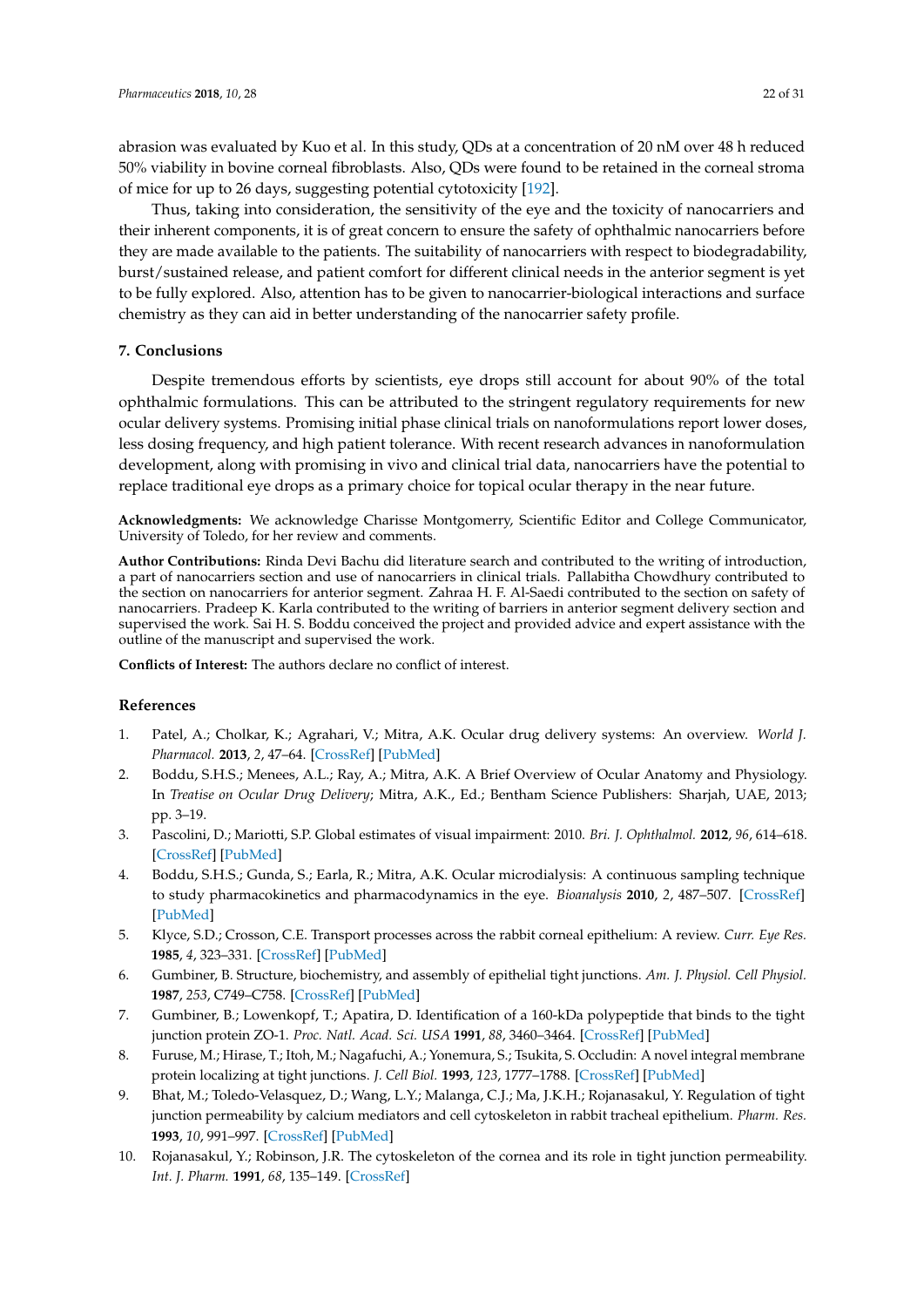abrasion was evaluated by Kuo et al. In this study, QDs at a concentration of 20 nM over 48 h reduced 50% viability in bovine corneal fibroblasts. Also, QDs were found to be retained in the corneal stroma of mice for up to 26 days, suggesting potential cytotoxicity [192].

Thus, taking into consideration, the sensitivity of the eye and the toxicity of nanocarriers and their inherent components, it is of great concern to ensure the safety of ophthalmic nanocarriers before they are made available to the patients. The suitability of nanocarriers with respect to biodegradability, burst/sustained release, and patient comfort for different clinical needs in the anterior segment is yet to be fully explored. Also, attention has to be given to nanocarrier-biological interactions and surface chemistry as they can aid in better understanding of the nanocarrier safety profile.

## 7. Conclusions

Despite tremendous efforts by scientists, eye drops still account for about 90% of the total ophthalmic formulations. This can be attributed to the stringent regulatory requirements for new ocular delivery systems. Promising initial phase clinical trials on nanoformulations report lower doses, less dosing frequency, and high patient tolerance. With recent research advances in nanoformulation development, along with promising in vivo and clinical trial data, nanocarriers have the potential to replace traditional eye drops as a primary choice for topical ocular therapy in the near future.

**Acknowledgments:** We acknowledge Charisse Montgomerry, Scientific Editor and College Communicator, University of Toledo, for her review and comments.

**Author Contributions:** Rinda Devi Bachu did literature search and contributed to the writing of introduction, a part of nanocarriers section and use of nanocarriers in clinical trials. Pallabitha Chowdhury contributed to the section on nanocarriers for anterior segment. Zahraa H. F. Al-Saedi contributed to the section on safety of nanocarriers. Pradeep K. Karla contributed to the writing of barriers in anterior segment delivery section and supervised the work. Sai H. S. Boddu conceived the project and provided advice and expert assistance with the outline of the manuscript and supervised the work.

**Conflicts of Interest:** The authors declare no conflict of interest.

## References

1. Patel, A.; Cholkar, K.; Agrahari, V.; Mitra, A.K. Ocular drug delivery systems: An overview. *World J. Pharmacol.* **2013**, *2*, 47–64. [CrossRef] [PubMed]
2. Boddu, S.H.S.; Menees, A.L.; Ray, A.; Mitra, A.K. A Brief Overview of Ocular Anatomy and Physiology. In *Treatise on Ocular Drug Delivery*; Mitra, A.K., Ed.; Bentham Science Publishers: Sharjah, UAE, 2013; pp. 3–19.
3. Pascolini, D.; Mariotti, S.P. Global estimates of visual impairment: 2010. *Bri. J. Ophthalmol.* **2012**, *96*, 614–618. [CrossRef] [PubMed]
4. Boddu, S.H.S.; Gunda, S.; Earla, R.; Mitra, A.K. Ocular microdialysis: A continuous sampling technique to study pharmacokinetics and pharmacodynamics in the eye. *Bioanalysis* **2010**, *2*, 487–507. [CrossRef] [PubMed]
5. Klyce, S.D.; Crosson, C.E. Transport processes across the rabbit corneal epithelium: A review. *Curr. Eye Res.* **1985**, *4*, 323–331. [CrossRef] [PubMed]
6. Gumbiner, B. Structure, biochemistry, and assembly of epithelial tight junctions. *Am. J. Physiol. Cell Physiol.* **1987**, *253*, C749–C758. [CrossRef] [PubMed]
7. Gumbiner, B.; Lowenkopf, T.; Apatira, D. Identification of a 160-kDa polypeptide that binds to the tight junction protein ZO-1. *Proc. Natl. Acad. Sci. USA* **1991**, *88*, 3460–3464. [CrossRef] [PubMed]
8. Furuse, M.; Hirase, T.; Itoh, M.; Nagafuchi, A.; Yonemura, S.; Tsukita, S. Occludin: A novel integral membrane protein localizing at tight junctions. *J. Cell Biol.* **1993**, *123*, 1777–1788. [CrossRef] [PubMed]
9. Bhat, M.; Toledo-Velasquez, D.; Wang, L.Y.; Malanga, C.J.; Ma, J.K.H.; Rojanasakul, Y. Regulation of tight junction permeability by calcium mediators and cell cytoskeleton in rabbit tracheal epithelium. *Pharm. Res.* **1993**, *10*, 991–997. [CrossRef] [PubMed]
10. Rojanasakul, Y.; Robinson, J.R. The cytoskeleton of the cornea and its role in tight junction permeability. *Int. J. Pharm.* **1991**, *68*, 135–149. [CrossRef]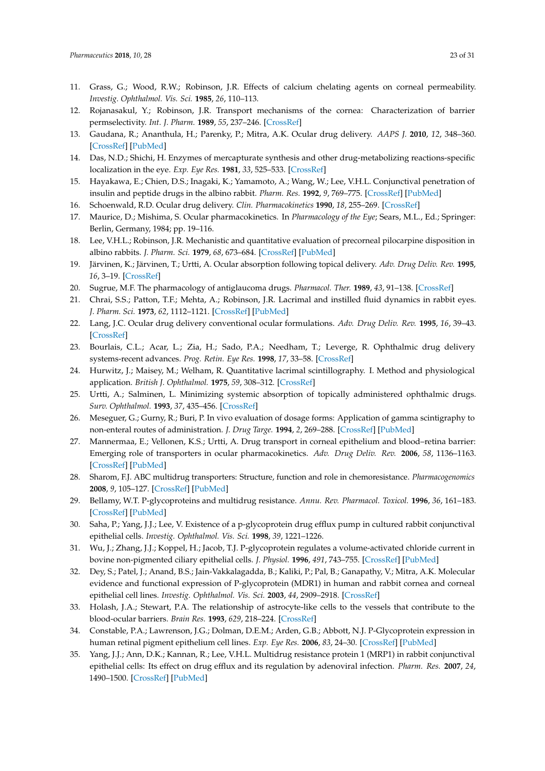11. Grass, G.; Wood, R.W.; Robinson, J.R. Effects of calcium chelating agents on corneal permeability. *Investig. Ophthalmol. Vis. Sci.* **1985**, *26*, 110–113.
12. Rojanasakul, Y.; Robinson, J.R. Transport mechanisms of the cornea: Characterization of barrier permselectivity. *Int. J. Pharm.* **1989**, *55*, 237–246. [CrossRef]
13. Gaudana, R.; Ananthula, H.; Parenky, P.; Mitra, A.K. Ocular drug delivery. *AAPS J.* **2010**, *12*, 348–360. [CrossRef] [PubMed]
14. Das, N.D.; Shichi, H. Enzymes of mercapturate synthesis and other drug-metabolizing reactions-specific localization in the eye. *Exp. Eye Res.* **1981**, *33*, 525–533. [CrossRef]
15. Hayakawa, E.; Chien, D.S.; Inagaki, K.; Yamamoto, A.; Wang, W.; Lee, V.H.L. Conjunctival penetration of insulin and peptide drugs in the albino rabbit. *Pharm. Res.* **1992**, *9*, 769–775. [CrossRef] [PubMed]
16. Schoenwald, R.D. Ocular drug delivery. *Clin. Pharmacokinetics* **1990**, *18*, 255–269. [CrossRef]
17. Maurice, D.; Mishima, S. Ocular pharmacokinetics. In *Pharmacology of the Eye*; Sears, M.L., Ed.; Springer: Berlin, Germany, 1984; pp. 19–116.
18. Lee, V.H.L.; Robinson, J.R. Mechanistic and quantitative evaluation of precorneal pilocarpine disposition in albino rabbits. *J. Pharm. Sci.* **1979**, *68*, 673–684. [CrossRef] [PubMed]
19. Järvinen, K.; Järvinen, T.; Urtti, A. Ocular absorption following topical delivery. *Adv. Drug Deliv. Rev.* **1995**, *16*, 3–19. [CrossRef]
20. Sugrue, M.F. The pharmacology of antiglaucoma drugs. *Pharmacol. Ther.* **1989**, *43*, 91–138. [CrossRef]
21. Chrai, S.S.; Patton, T.F.; Mehta, A.; Robinson, J.R. Lacrimal and instilled fluid dynamics in rabbit eyes. *J. Pharm. Sci.* **1973**, *62*, 1112–1121. [CrossRef] [PubMed]
22. Lang, J.C. Ocular drug delivery conventional ocular formulations. *Adv. Drug Deliv. Rev.* **1995**, *16*, 39–43. [CrossRef]
23. Bourlais, C.L.; Acar, L.; Zia, H.; Sado, P.A.; Needham, T.; Leverge, R. Ophthalmic drug delivery systems-recent advances. *Prog. Retin. Eye Res.* **1998**, *17*, 33–58. [CrossRef]
24. Hurwitz, J.; Maisey, M.; Welham, R. Quantitative lacrimal scintillography. I. Method and physiological application. *British J. Ophthalmol.* **1975**, *59*, 308–312. [CrossRef]
25. Urtti, A.; Salminen, L. Minimizing systemic absorption of topically administered ophthalmic drugs. *Surv. Ophthalmol.* **1993**, *37*, 435–456. [CrossRef]
26. Meseguer, G.; Gurny, R.; Buri, P. In vivo evaluation of dosage forms: Application of gamma scintigraphy to non-enteral routes of administration. *J. Drug Targe.* **1994**, *2*, 269–288. [CrossRef] [PubMed]
27. Mannermaa, E.; Vellonen, K.S.; Urtti, A. Drug transport in corneal epithelium and blood–retina barrier: Emerging role of transporters in ocular pharmacokinetics. *Adv. Drug Deliv. Rev.* **2006**, *58*, 1136–1163. [CrossRef] [PubMed]
28. Sharom, F.J. ABC multidrug transporters: Structure, function and role in chemoresistance. *Pharmacogenomics* **2008**, *9*, 105–127. [CrossRef] [PubMed]
29. Bellamy, W.T. P-glycoproteins and multidrug resistance. *Annu. Rev. Pharmacol. Toxicol.* **1996**, *36*, 161–183. [CrossRef] [PubMed]
30. Saha, P.; Yang, J.J.; Lee, V. Existence of a p-glycoprotein drug efflux pump in cultured rabbit conjunctival epithelial cells. *Investig. Ophthalmol. Vis. Sci.* **1998**, *39*, 1221–1226.
31. Wu, J.; Zhang, J.J.; Koppel, H.; Jacob, T.J. P-glycoprotein regulates a volume-activated chloride current in bovine non-pigmented ciliary epithelial cells. *J. Physiol.* **1996**, *491*, 743–755. [CrossRef] [PubMed]
32. Dey, S.; Patel, J.; Anand, B.S.; Jain-Vakkalagadda, B.; Kaliki, P.; Pal, B.; Ganapathy, V.; Mitra, A.K. Molecular evidence and functional expression of P-glycoprotein (MDR1) in human and rabbit cornea and corneal epithelial cell lines. *Investig. Ophthalmol. Vis. Sci.* **2003**, *44*, 2909–2918. [CrossRef]
33. Holash, J.A.; Stewart, P.A. The relationship of astrocyte-like cells to the vessels that contribute to the blood-ocular barriers. *Brain Res.* **1993**, *629*, 218–224. [CrossRef]
34. Constable, P.A.; Lawrenson, J.G.; Dolman, D.E.M.; Arden, G.B.; Abbott, N.J. P-Glycoprotein expression in human retinal pigment epithelium cell lines. *Exp. Eye Res.* **2006**, *83*, 24–30. [CrossRef] [PubMed]
35. Yang, J.J.; Ann, D.K.; Kannan, R.; Lee, V.H.L. Multidrug resistance protein 1 (MRP1) in rabbit conjunctival epithelial cells: Its effect on drug efflux and its regulation by adenoviral infection. *Pharm. Res.* **2007**, *24*, 1490–1500. [CrossRef] [PubMed]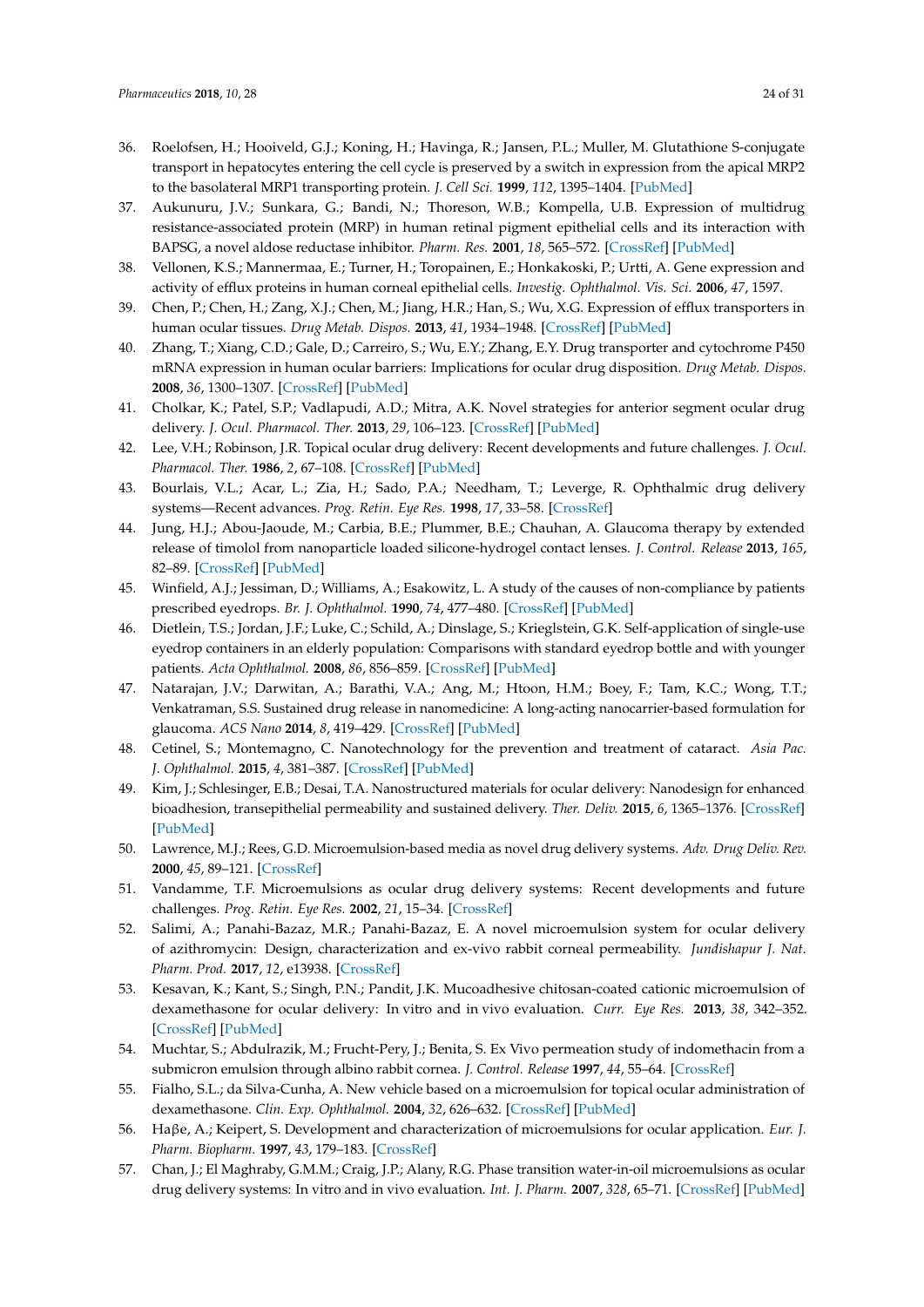36. Roelofsen, H.; Hooiveld, G.J.; Koning, H.; Havinga, R.; Jansen, P.L.; Muller, M. Glutathione S-conjugate transport in hepatocytes entering the cell cycle is preserved by a switch in expression from the apical MRP2 to the basolateral MRP1 transporting protein. *J. Cell Sci.* **1999**, *112*, 1395–1404. [PubMed]
37. Aukunuru, J.V.; Sunkara, G.; Bandi, N.; Thoreson, W.B.; Kompella, U.B. Expression of multidrug resistance-associated protein (MRP) in human retinal pigment epithelial cells and its interaction with BAPSG, a novel aldose reductase inhibitor. *Pharm. Res.* **2001**, *18*, 565–572. [CrossRef] [PubMed]
38. Vellonen, K.S.; Mannermaa, E.; Turner, H.; Toropainen, E.; Honkakoski, P.; Urtti, A. Gene expression and activity of efflux proteins in human corneal epithelial cells. *Investig. Ophthalmol. Vis. Sci.* **2006**, *47*, 1597.
39. Chen, P.; Chen, H.; Zang, X.J.; Chen, M.; Jiang, H.R.; Han, S.; Wu, X.G. Expression of efflux transporters in human ocular tissues. *Drug Metab. Dispos.* **2013**, *41*, 1934–1948. [CrossRef] [PubMed]
40. Zhang, T.; Xiang, C.D.; Gale, D.; Carreiro, S.; Wu, E.Y.; Zhang, E.Y. Drug transporter and cytochrome P450 mRNA expression in human ocular barriers: Implications for ocular drug disposition. *Drug Metab. Dispos.* **2008**, *36*, 1300–1307. [CrossRef] [PubMed]
41. Cholkar, K.; Patel, S.P.; Vadlapudi, A.D.; Mitra, A.K. Novel strategies for anterior segment ocular drug delivery. *J. Ocul. Pharmacol. Ther.* **2013**, *29*, 106–123. [CrossRef] [PubMed]
42. Lee, V.H.; Robinson, J.R. Topical ocular drug delivery: Recent developments and future challenges. *J. Ocul. Pharmacol. Ther.* **1986**, *2*, 67–108. [CrossRef] [PubMed]
43. Bourlais, V.L.; Acar, L.; Zia, H.; Sado, P.A.; Needham, T.; Leverge, R. Ophthalmic drug delivery systems—Recent advances. *Prog. Retin. Eye Res.* **1998**, *17*, 33–58. [CrossRef]
44. Jung, H.J.; Abou-Jaoude, M.; Carbia, B.E.; Plummer, B.E.; Chauhan, A. Glaucoma therapy by extended release of timolol from nanoparticle loaded silicone-hydrogel contact lenses. *J. Control. Release* **2013**, *165*, 82–89. [CrossRef] [PubMed]
45. Winfield, A.J.; Jessiman, D.; Williams, A.; Esakowitz, L. A study of the causes of non-compliance by patients prescribed eyedrops. *Br. J. Ophthalmol.* **1990**, *74*, 477–480. [CrossRef] [PubMed]
46. Dietlein, T.S.; Jordan, J.F.; Luke, C.; Schild, A.; Dinslage, S.; Krieglstein, G.K. Self-application of single-use eyedrop containers in an elderly population: Comparisons with standard eyedrop bottle and with younger patients. *Acta Ophthalmol.* **2008**, *86*, 856–859. [CrossRef] [PubMed]
47. Natarajan, J.V.; Darwitan, A.; Barathi, V.A.; Ang, M.; Htoon, H.M.; Boey, F.; Tam, K.C.; Wong, T.T.; Venkatraman, S.S. Sustained drug release in nanomedicine: A long-acting nanocarrier-based formulation for glaucoma. *ACS Nano* **2014**, *8*, 419–429. [CrossRef] [PubMed]
48. Cetinel, S.; Montemagno, C. Nanotechnology for the prevention and treatment of cataract. *Asia Pac. J. Ophthalmol.* **2015**, *4*, 381–387. [CrossRef] [PubMed]
49. Kim, J.; Schlesinger, E.B.; Desai, T.A. Nanostructured materials for ocular delivery: Nanodesign for enhanced bioadhesion, transepithelial permeability and sustained delivery. *Ther. Deliv.* **2015**, *6*, 1365–1376. [CrossRef] [PubMed]
50. Lawrence, M.J.; Rees, G.D. Microemulsion-based media as novel drug delivery systems. *Adv. Drug Deliv. Rev.* **2000**, *45*, 89–121. [CrossRef]
51. Vandamme, T.F. Microemulsions as ocular drug delivery systems: Recent developments and future challenges. *Prog. Retin. Eye Res.* **2002**, *21*, 15–34. [CrossRef]
52. Salimi, A.; Panahi-Bazaz, M.R.; Panahi-Bazaz, E. A novel microemulsion system for ocular delivery of azithromycin: Design, characterization and ex-vivo rabbit corneal permeability. *Jundishapur J. Nat. Pharm. Prod.* **2017**, *12*, e13938. [CrossRef]
53. Kesavan, K.; Kant, S.; Singh, P.N.; Pandit, J.K. Mucoadhesive chitosan-coated cationic microemulsion of dexamethasone for ocular delivery: In vitro and in vivo evaluation. *Curr. Eye Res.* **2013**, *38*, 342–352. [CrossRef] [PubMed]
54. Muchtar, S.; Abdulrazik, M.; Frucht-Pery, J.; Benita, S. Ex Vivo permeation study of indomethacin from a submicron emulsion through albino rabbit cornea. *J. Control. Release* **1997**, *44*, 55–64. [CrossRef]
55. Fialho, S.L.; da Silva-Cunha, A. New vehicle based on a microemulsion for topical ocular administration of dexamethasone. *Clin. Exp. Ophthalmol.* **2004**, *32*, 626–632. [CrossRef] [PubMed]
56. Haβe, A.; Keipert, S. Development and characterization of microemulsions for ocular application. *Eur. J. Pharm. Biopharm.* **1997**, *43*, 179–183. [CrossRef]
57. Chan, J.; El Maghraby, G.M.M.; Craig, J.P.; Alany, R.G. Phase transition water-in-oil microemulsions as ocular drug delivery systems: In vitro and in vivo evaluation. *Int. J. Pharm.* **2007**, *328*, 65–71. [CrossRef] [PubMed]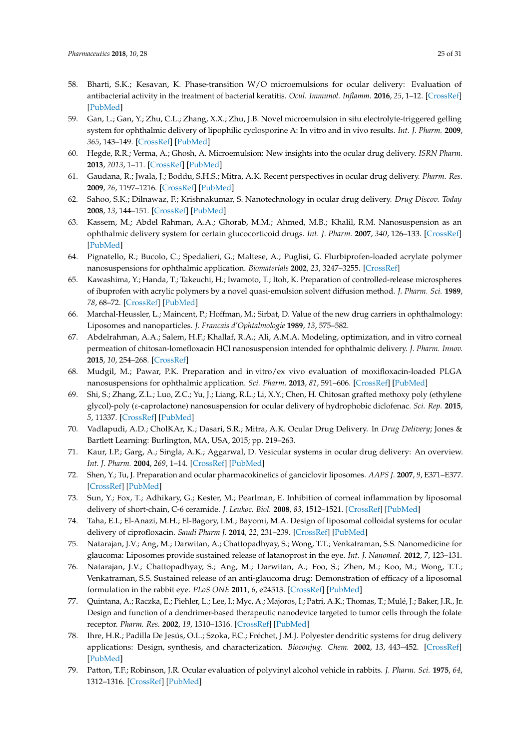58. Bharti, S.K.; Kesavan, K. Phase-transition W/O microemulsions for ocular delivery: Evaluation of antibacterial activity in the treatment of bacterial keratitis. *Ocul. Immunol. Inflamm.* **2016**, *25*, 1–12. [CrossRef] [PubMed]
59. Gan, L.; Gan, Y.; Zhu, C.L.; Zhang, X.X.; Zhu, J.B. Novel microemulsion in situ electrolyte-triggered gelling system for ophthalmic delivery of lipophilic cyclosporine A: In vitro and in vivo results. *Int. J. Pharm.* **2009**, *365*, 143–149. [CrossRef] [PubMed]
60. Hegde, R.R.; Verma, A.; Ghosh, A. Microemulsion: New insights into the ocular drug delivery. *ISRN Pharm.* **2013**, *2013*, 1–11. [CrossRef] [PubMed]
61. Gaudana, R.; Jwala, J.; Boddu, S.H.S.; Mitra, A.K. Recent perspectives in ocular drug delivery. *Pharm. Res.* **2009**, *26*, 1197–1216. [CrossRef] [PubMed]
62. Sahoo, S.K.; Dilnawaz, F.; Krishnakumar, S. Nanotechnology in ocular drug delivery. *Drug Discov. Today* **2008**, *13*, 144–151. [CrossRef] [PubMed]
63. Kassem, M.; Abdel Rahman, A.A.; Ghorab, M.M.; Ahmed, M.B.; Khalil, R.M. Nanosuspension as an ophthalmic delivery system for certain glucocorticoid drugs. *Int. J. Pharm.* **2007**, *340*, 126–133. [CrossRef] [PubMed]
64. Pignatello, R.; Bucolo, C.; Spedalieri, G.; Maltese, A.; Puglisi, G. Flurbiprofen-loaded acrylate polymer nanosuspensions for ophthalmic application. *Biomaterials* **2002**, *23*, 3247–3255. [CrossRef]
65. Kawashima, Y.; Handa, T.; Takeuchi, H.; Iwamoto, T.; Itoh, K. Preparation of controlled-release microspheres of ibuprofen with acrylic polymers by a novel quasi-emulsion solvent diffusion method. *J. Pharm. Sci.* **1989**, *78*, 68–72. [CrossRef] [PubMed]
66. Marchal-Heussler, L.; Maincent, P.; Hoffman, M.; Sirbat, D. Value of the new drug carriers in ophthalmology: Liposomes and nanoparticles. *J. Francais d'Ophtalmologie* **1989**, *13*, 575–582.
67. Abdelrahman, A.A.; Salem, H.F.; Khallaf, R.A.; Ali, A.M.A. Modeling, optimization, and in vitro corneal permeation of chitosan-lomefloxacin HCl nanosuspension intended for ophthalmic delivery. *J. Pharm. Innov.* **2015**, *10*, 254–268. [CrossRef]
68. Mudgil, M.; Pawar, P.K. Preparation and in vitro/ex vivo evaluation of moxifloxacin-loaded PLGA nanosuspensions for ophthalmic application. *Sci. Pharm.* **2013**, *81*, 591–606. [CrossRef] [PubMed]
69. Shi, S.; Zhang, Z.L.; Luo, Z.C.; Yu, J.; Liang, R.L.; Li, X.Y.; Chen, H. Chitosan grafted methoxy poly (ethylene glycol)-poly (ε-caprolactone) nanosuspension for ocular delivery of hydrophobic diclofenac. *Sci. Rep.* **2015**, *5*, 11337. [CrossRef] [PubMed]
70. Vadlapudi, A.D.; CholKAr, K.; Dasari, S.R.; Mitra, A.K. Ocular Drug Delivery. In *Drug Delivery*; Jones & Bartlett Learning: Burlington, MA, USA, 2015; pp. 219–263.
71. Kaur, I.P.; Garg, A.; Singla, A.K.; Aggarwal, D. Vesicular systems in ocular drug delivery: An overview. *Int. J. Pharm.* **2004**, *269*, 1–14. [CrossRef] [PubMed]
72. Shen, Y.; Tu, J. Preparation and ocular pharmacokinetics of ganciclovir liposomes. *AAPS J.* **2007**, *9*, E371–E377. [CrossRef] [PubMed]
73. Sun, Y.; Fox, T.; Adhikary, G.; Kester, M.; Pearlman, E. Inhibition of corneal inflammation by liposomal delivery of short-chain, C-6 ceramide. *J. Leukoc. Biol.* **2008**, *83*, 1512–1521. [CrossRef] [PubMed]
74. Taha, E.I.; El-Anazi, M.H.; El-Bagory, I.M.; Bayomi, M.A. Design of liposomal colloidal systems for ocular delivery of ciprofloxacin. *Saudi Pharm J.* **2014**, *22*, 231–239. [CrossRef] [PubMed]
75. Natarajan, J.V.; Ang, M.; Darwitan, A.; Chattopadhyay, S.; Wong, T.T.; Venkatraman, S.S. Nanomedicine for glaucoma: Liposomes provide sustained release of latanoprost in the eye. *Int. J. Nanomed.* **2012**, *7*, 123–131.
76. Natarajan, J.V.; Chattopadhyay, S.; Ang, M.; Darwitan, A.; Foo, S.; Zhen, M.; Koo, M.; Wong, T.T.; Venkatraman, S.S. Sustained release of an anti-glaucoma drug: Demonstration of efficacy of a liposomal formulation in the rabbit eye. *PLoS ONE* **2011**, *6*, e24513. [CrossRef] [PubMed]
77. Quintana, A.; Raczka, E.; Piehler, L.; Lee, I.; Myc, A.; Majoros, I.; Patri, A.K.; Thomas, T.; Mulé, J.; Baker, J.R., Jr. Design and function of a dendrimer-based therapeutic nanodevice targeted to tumor cells through the folate receptor. *Pharm. Res.* **2002**, *19*, 1310–1316. [CrossRef] [PubMed]
78. Ihre, H.R.; Padilla De Jesús, O.L.; Szoka, F.C.; Fréchet, J.M.J. Polyester dendritic systems for drug delivery applications: Design, synthesis, and characterization. *Bioconjug. Chem.* **2002**, *13*, 443–452. [CrossRef] [PubMed]
79. Patton, T.F.; Robinson, J.R. Ocular evaluation of polyvinyl alcohol vehicle in rabbits. *J. Pharm. Sci.* **1975**, *64*, 1312–1316. [CrossRef] [PubMed]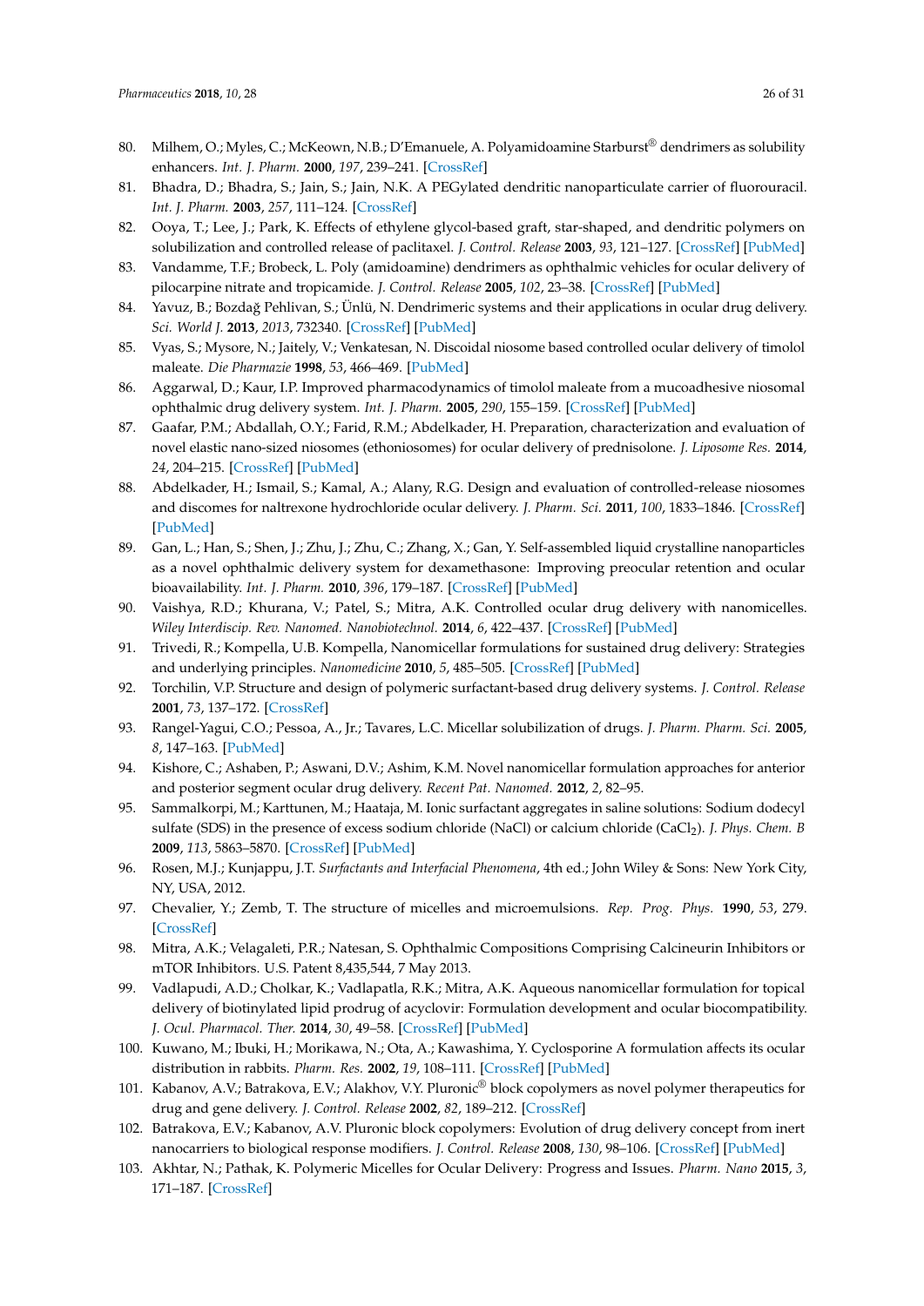80. Milhem, O.; Myles, C.; McKeown, N.B.; D'Emanuele, A. Polyamidoamine Starburst® dendrimers as solubility enhancers. *Int. J. Pharm.* **2000**, *197*, 239–241. [CrossRef]
81. Bhadra, D.; Bhadra, S.; Jain, S.; Jain, N.K. A PEGylated dendritic nanoparticulate carrier of fluorouracil. *Int. J. Pharm.* **2003**, *257*, 111–124. [CrossRef]
82. Ooya, T.; Lee, J.; Park, K. Effects of ethylene glycol-based graft, star-shaped, and dendritic polymers on solubilization and controlled release of paclitaxel. *J. Control. Release* **2003**, *93*, 121–127. [CrossRef] [PubMed]
83. Vandamme, T.F.; Brobeck, L. Poly (amidoamine) dendrimers as ophthalmic vehicles for ocular delivery of pilocarpine nitrate and tropicamide. *J. Control. Release* **2005**, *102*, 23–38. [CrossRef] [PubMed]
84. Yavuz, B.; Bozdağ Pehlivan, S.; Ünlü, N. Dendrimeric systems and their applications in ocular drug delivery. *Sci. World J.* **2013**, *2013*, 732340. [CrossRef] [PubMed]
85. Vyas, S.; Mysore, N.; Jaitely, V.; Venkatesan, N. Discoidal niosome based controlled ocular delivery of timolol maleate. *Die Pharmazie* **1998**, *53*, 466–469. [PubMed]
86. Aggarwal, D.; Kaur, I.P. Improved pharmacodynamics of timolol maleate from a mucoadhesive niosomal ophthalmic drug delivery system. *Int. J. Pharm.* **2005**, *290*, 155–159. [CrossRef] [PubMed]
87. Gaafar, P.M.; Abdallah, O.Y.; Farid, R.M.; Abdelkader, H. Preparation, characterization and evaluation of novel elastic nano-sized niosomes (ethoniosomes) for ocular delivery of prednisolone. *J. Liposome Res.* **2014**, *24*, 204–215. [CrossRef] [PubMed]
88. Abdelkader, H.; Ismail, S.; Kamal, A.; Alany, R.G. Design and evaluation of controlled-release niosomes and discomes for naltrexone hydrochloride ocular delivery. *J. Pharm. Sci.* **2011**, *100*, 1833–1846. [CrossRef] [PubMed]
89. Gan, L.; Han, S.; Shen, J.; Zhu, J.; Zhu, C.; Zhang, X.; Gan, Y. Self-assembled liquid crystalline nanoparticles as a novel ophthalmic delivery system for dexamethasone: Improving preocular retention and ocular bioavailability. *Int. J. Pharm.* **2010**, *396*, 179–187. [CrossRef] [PubMed]
90. Vaishya, R.D.; Khurana, V.; Patel, S.; Mitra, A.K. Controlled ocular drug delivery with nanomicelles. *Wiley Interdiscip. Rev. Nanomed. Nanobiotechnol.* **2014**, *6*, 422–437. [CrossRef] [PubMed]
91. Trivedi, R.; Kompella, U.B. Kompella, Nanomicellar formulations for sustained drug delivery: Strategies and underlying principles. *Nanomedicine* **2010**, *5*, 485–505. [CrossRef] [PubMed]
92. Torchilin, V.P. Structure and design of polymeric surfactant-based drug delivery systems. *J. Control. Release* **2001**, *73*, 137–172. [CrossRef]
93. Rangel-Yagui, C.O.; Pessoa, A., Jr.; Tavares, L.C. Micellar solubilization of drugs. *J. Pharm. Pharm. Sci.* **2005**, *8*, 147–163. [PubMed]
94. Kishore, C.; Ashaben, P.; Aswani, D.V.; Ashim, K.M. Novel nanomicellar formulation approaches for anterior and posterior segment ocular drug delivery. *Recent Pat. Nanomed.* **2012**, *2*, 82–95.
95. Sammalkorpi, M.; Karttunen, M.; Haataja, M. Ionic surfactant aggregates in saline solutions: Sodium dodecyl sulfate (SDS) in the presence of excess sodium chloride (NaCl) or calcium chloride ($CaCl_2$). *J. Phys. Chem. B* **2009**, *113*, 5863–5870. [CrossRef] [PubMed]
96. Rosen, M.J.; Kunjappu, J.T. *Surfactants and Interfacial Phenomena*, 4th ed.; John Wiley & Sons: New York City, NY, USA, 2012.
97. Chevalier, Y.; Zemb, T. The structure of micelles and microemulsions. *Rep. Prog. Phys.* **1990**, *53*, 279. [CrossRef]
98. Mitra, A.K.; Velagaleti, P.R.; Natesan, S. Ophthalmic Compositions Comprising Calcineurin Inhibitors or mTOR Inhibitors. U.S. Patent 8,435,544, 7 May 2013.
99. Vadlapudi, A.D.; Cholkar, K.; Vadlapatla, R.K.; Mitra, A.K. Aqueous nanomicellar formulation for topical delivery of biotinylated lipid prodrug of acyclovir: Formulation development and ocular biocompatibility. *J. Ocul. Pharmacol. Ther.* **2014**, *30*, 49–58. [CrossRef] [PubMed]
100. Kuwano, M.; Ibuki, H.; Morikawa, N.; Ota, A.; Kawashima, Y. Cyclosporine A formulation affects its ocular distribution in rabbits. *Pharm. Res.* **2002**, *19*, 108–111. [CrossRef] [PubMed]
101. Kabanov, A.V.; Batrakova, E.V.; Alakhov, V.Y. Pluronic® block copolymers as novel polymer therapeutics for drug and gene delivery. *J. Control. Release* **2002**, *82*, 189–212. [CrossRef]
102. Batrakova, E.V.; Kabanov, A.V. Pluronic block copolymers: Evolution of drug delivery concept from inert nanocarriers to biological response modifiers. *J. Control. Release* **2008**, *130*, 98–106. [CrossRef] [PubMed]
103. Akhtar, N.; Pathak, K. Polymeric Micelles for Ocular Delivery: Progress and Issues. *Pharm. Nano* **2015**, *3*, 171–187. [CrossRef]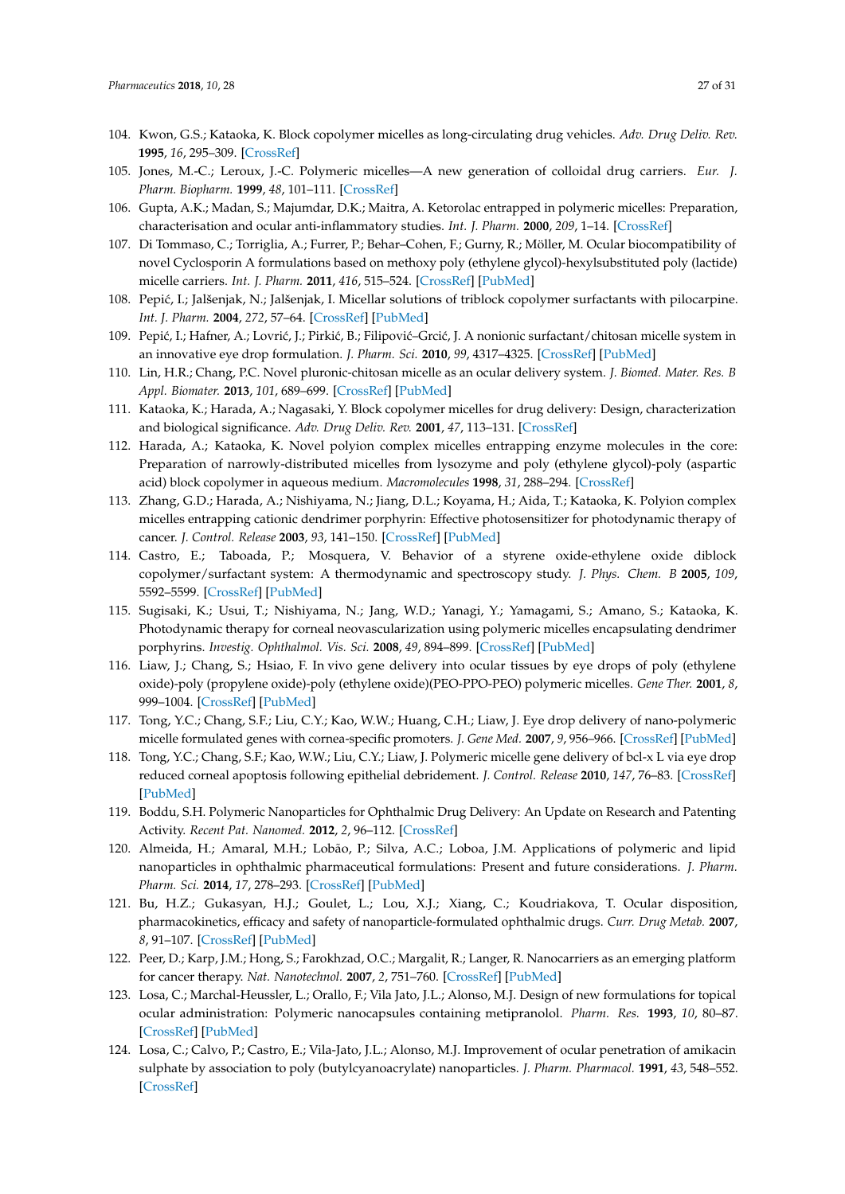104. Kwon, G.S.; Kataoka, K. Block copolymer micelles as long-circulating drug vehicles. *Adv. Drug Deliv. Rev.* **1995**, *16*, 295–309. [CrossRef]
105. Jones, M.-C.; Leroux, J.-C. Polymeric micelles—A new generation of colloidal drug carriers. *Eur. J. Pharm. Biopharm.* **1999**, *48*, 101–111. [CrossRef]
106. Gupta, A.K.; Madan, S.; Majumdar, D.K.; Maitra, A. Ketorolac entrapped in polymeric micelles: Preparation, characterisation and ocular anti-inflammatory studies. *Int. J. Pharm.* **2000**, *209*, 1–14. [CrossRef]
107. Di Tommaso, C.; Torriglia, A.; Furrer, P.; Behar–Cohen, F.; Gurny, R.; Möller, M. Ocular biocompatibility of novel Cyclosporin A formulations based on methoxy poly (ethylene glycol)-hexylsubstituted poly (lactide) micelle carriers. *Int. J. Pharm.* **2011**, *416*, 515–524. [CrossRef] [PubMed]
108. Pepić, I.; Jalšenjak, N.; Jalšenjak, I. Micellar solutions of triblock copolymer surfactants with pilocarpine. *Int. J. Pharm.* **2004**, *272*, 57–64. [CrossRef] [PubMed]
109. Pepić, I.; Hafner, A.; Lovrić, J.; Pirkić, B.; Filipović–Grcić, J. A nonionic surfactant/chitosan micelle system in an innovative eye drop formulation. *J. Pharm. Sci.* **2010**, *99*, 4317–4325. [CrossRef] [PubMed]
110. Lin, H.R.; Chang, P.C. Novel pluronic-chitosan micelle as an ocular delivery system. *J. Biomed. Mater. Res. B Appl. Biomater.* **2013**, *101*, 689–699. [CrossRef] [PubMed]
111. Kataoka, K.; Harada, A.; Nagasaki, Y. Block copolymer micelles for drug delivery: Design, characterization and biological significance. *Adv. Drug Deliv. Rev.* **2001**, *47*, 113–131. [CrossRef]
112. Harada, A.; Kataoka, K. Novel polyion complex micelles entrapping enzyme molecules in the core: Preparation of narrowly-distributed micelles from lysozyme and poly (ethylene glycol)-poly (aspartic acid) block copolymer in aqueous medium. *Macromolecules* **1998**, *31*, 288–294. [CrossRef]
113. Zhang, G.D.; Harada, A.; Nishiyama, N.; Jiang, D.L.; Koyama, H.; Aida, T.; Kataoka, K. Polyion complex micelles entrapping cationic dendrimer porphyrin: Effective photosensitizer for photodynamic therapy of cancer. *J. Control. Release* **2003**, *93*, 141–150. [CrossRef] [PubMed]
114. Castro, E.; Taboada, P.; Mosquera, V. Behavior of a styrene oxide-ethylene oxide diblock copolymer/surfactant system: A thermodynamic and spectroscopy study. *J. Phys. Chem. B* **2005**, *109*, 5592–5599. [CrossRef] [PubMed]
115. Sugisaki, K.; Usui, T.; Nishiyama, N.; Jang, W.D.; Yanagi, Y.; Yamagami, S.; Amano, S.; Kataoka, K. Photodynamic therapy for corneal neovascularization using polymeric micelles encapsulating dendrimer porphyrins. *Investig. Ophthalmol. Vis. Sci.* **2008**, *49*, 894–899. [CrossRef] [PubMed]
116. Liaw, J.; Chang, S.; Hsiao, F. In vivo gene delivery into ocular tissues by eye drops of poly (ethylene oxide)-poly (propylene oxide)-poly (ethylene oxide)(PEO-PPO-PEO) polymeric micelles. *Gene Ther.* **2001**, *8*, 999–1004. [CrossRef] [PubMed]
117. Tong, Y.C.; Chang, S.F.; Liu, C.Y.; Kao, W.W.; Huang, C.H.; Liaw, J. Eye drop delivery of nano-polymeric micelle formulated genes with cornea-specific promoters. *J. Gene Med.* **2007**, *9*, 956–966. [CrossRef] [PubMed]
118. Tong, Y.C.; Chang, S.F.; Kao, W.W.; Liu, C.Y.; Liaw, J. Polymeric micelle gene delivery of bcl-x L via eye drop reduced corneal apoptosis following epithelial debridement. *J. Control. Release* **2010**, *147*, 76–83. [CrossRef] [PubMed]
119. Boddu, S.H. Polymeric Nanoparticles for Ophthalmic Drug Delivery: An Update on Research and Patenting Activity. *Recent Pat. Nanomed.* **2012**, *2*, 96–112. [CrossRef]
120. Almeida, H.; Amaral, M.H.; Lobão, P.; Silva, A.C.; Loboa, J.M. Applications of polymeric and lipid nanoparticles in ophthalmic pharmaceutical formulations: Present and future considerations. *J. Pharm. Pharm. Sci.* **2014**, *17*, 278–293. [CrossRef] [PubMed]
121. Bu, H.Z.; Gukasyan, H.J.; Goulet, L.; Lou, X.J.; Xiang, C.; Koudriakova, T. Ocular disposition, pharmacokinetics, efficacy and safety of nanoparticle-formulated ophthalmic drugs. *Curr. Drug Metab.* **2007**, *8*, 91–107. [CrossRef] [PubMed]
122. Peer, D.; Karp, J.M.; Hong, S.; Farokhzad, O.C.; Margalit, R.; Langer, R. Nanocarriers as an emerging platform for cancer therapy. *Nat. Nanotechnol.* **2007**, *2*, 751–760. [CrossRef] [PubMed]
123. Losa, C.; Marchal-Heussler, L.; Orallo, F.; Vila Jato, J.L.; Alonso, M.J. Design of new formulations for topical ocular administration: Polymeric nanocapsules containing metipranolol. *Pharm. Res.* **1993**, *10*, 80–87. [CrossRef] [PubMed]
124. Losa, C.; Calvo, P.; Castro, E.; Vila-Jato, J.L.; Alonso, M.J. Improvement of ocular penetration of amikacin sulphate by association to poly (butylcyanoacrylate) nanoparticles. *J. Pharm. Pharmacol.* **1991**, *43*, 548–552. [CrossRef]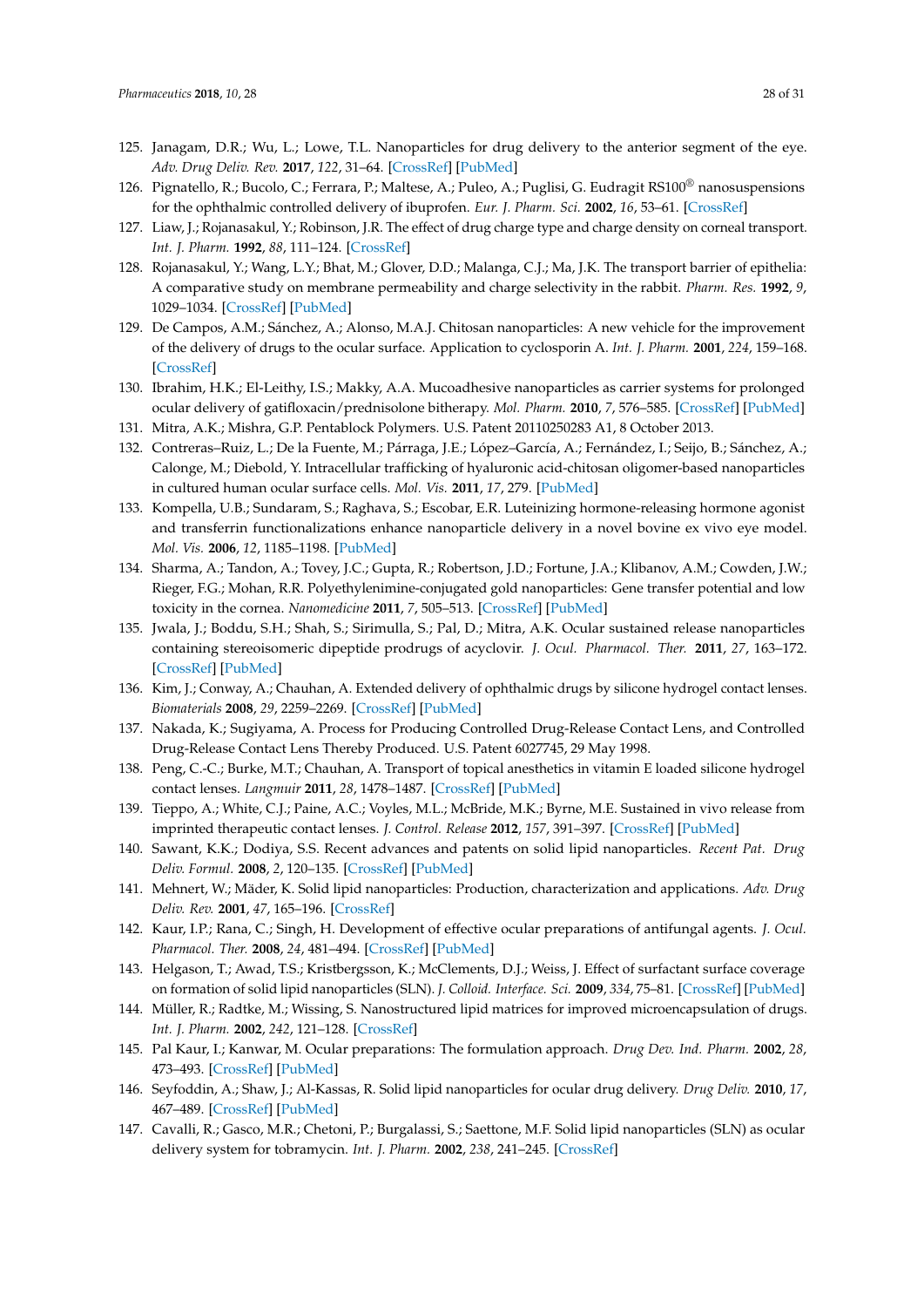125. Janagam, D.R.; Wu, L.; Lowe, T.L. Nanoparticles for drug delivery to the anterior segment of the eye. *Adv. Drug Deliv. Rev.* **2017**, *122*, 31–64. [CrossRef] [PubMed]
126. Pignatello, R.; Bucolo, C.; Ferrara, P.; Maltese, A.; Puleo, A.; Puglisi, G. Eudragit RS100® nanosuspensions for the ophthalmic controlled delivery of ibuprofen. *Eur. J. Pharm. Sci.* **2002**, *16*, 53–61. [CrossRef]
127. Liaw, J.; Rojanasakul, Y.; Robinson, J.R. The effect of drug charge type and charge density on corneal transport. *Int. J. Pharm.* **1992**, *88*, 111–124. [CrossRef]
128. Rojanasakul, Y.; Wang, L.Y.; Bhat, M.; Glover, D.D.; Malanga, C.J.; Ma, J.K. The transport barrier of epithelia: A comparative study on membrane permeability and charge selectivity in the rabbit. *Pharm. Res.* **1992**, *9*, 1029–1034. [CrossRef] [PubMed]
129. De Campos, A.M.; Sánchez, A.; Alonso, M.A.J. Chitosan nanoparticles: A new vehicle for the improvement of the delivery of drugs to the ocular surface. Application to cyclosporin A. *Int. J. Pharm.* **2001**, *224*, 159–168. [CrossRef]
130. Ibrahim, H.K.; El-Leithy, I.S.; Makky, A.A. Mucoadhesive nanoparticles as carrier systems for prolonged ocular delivery of gatifloxacin/prednisolone bitherapy. *Mol. Pharm.* **2010**, *7*, 576–585. [CrossRef] [PubMed]
131. Mitra, A.K.; Mishra, G.P. Pentablock Polymers. U.S. Patent 20110250283 A1, 8 October 2013.
132. Contreras–Ruiz, L.; De la Fuente, M.; Párraga, J.E.; López–García, A.; Fernández, I.; Seijo, B.; Sánchez, A.; Calonge, M.; Diebold, Y. Intracellular trafficking of hyaluronic acid-chitosan oligomer-based nanoparticles in cultured human ocular surface cells. *Mol. Vis.* **2011**, *17*, 279. [PubMed]
133. Kompella, U.B.; Sundaram, S.; Raghava, S.; Escobar, E.R. Luteinizing hormone-releasing hormone agonist and transferrin functionalizations enhance nanoparticle delivery in a novel bovine ex vivo eye model. *Mol. Vis.* **2006**, *12*, 1185–1198. [PubMed]
134. Sharma, A.; Tandon, A.; Tovey, J.C.; Gupta, R.; Robertson, J.D.; Fortune, J.A.; Klibanov, A.M.; Cowden, J.W.; Rieger, F.G.; Mohan, R.R. Polyethylenimine-conjugated gold nanoparticles: Gene transfer potential and low toxicity in the cornea. *Nanomedicine* **2011**, *7*, 505–513. [CrossRef] [PubMed]
135. Jwala, J.; Boddu, S.H.; Shah, S.; Sirimulla, S.; Pal, D.; Mitra, A.K. Ocular sustained release nanoparticles containing stereoisomeric dipeptide prodrugs of acyclovir. *J. Ocul. Pharmacol. Ther.* **2011**, *27*, 163–172. [CrossRef] [PubMed]
136. Kim, J.; Conway, A.; Chauhan, A. Extended delivery of ophthalmic drugs by silicone hydrogel contact lenses. *Biomaterials* **2008**, *29*, 2259–2269. [CrossRef] [PubMed]
137. Nakada, K.; Sugiyama, A. Process for Producing Controlled Drug-Release Contact Lens, and Controlled Drug-Release Contact Lens Thereby Produced. U.S. Patent 6027745, 29 May 1998.
138. Peng, C.-C.; Burke, M.T.; Chauhan, A. Transport of topical anesthetics in vitamin E loaded silicone hydrogel contact lenses. *Langmuir* **2011**, *28*, 1478–1487. [CrossRef] [PubMed]
139. Tieppo, A.; White, C.J.; Paine, A.C.; Voyles, M.L.; McBride, M.K.; Byrne, M.E. Sustained in vivo release from imprinted therapeutic contact lenses. *J. Control. Release* **2012**, *157*, 391–397. [CrossRef] [PubMed]
140. Sawant, K.K.; Dodiya, S.S. Recent advances and patents on solid lipid nanoparticles. *Recent Pat. Drug Deliv. Formul.* **2008**, *2*, 120–135. [CrossRef] [PubMed]
141. Mehnert, W.; Mäder, K. Solid lipid nanoparticles: Production, characterization and applications. *Adv. Drug Deliv. Rev.* **2001**, *47*, 165–196. [CrossRef]
142. Kaur, I.P.; Rana, C.; Singh, H. Development of effective ocular preparations of antifungal agents. *J. Ocul. Pharmacol. Ther.* **2008**, *24*, 481–494. [CrossRef] [PubMed]
143. Helgason, T.; Awad, T.S.; Kristbergsson, K.; McClements, D.J.; Weiss, J. Effect of surfactant surface coverage on formation of solid lipid nanoparticles (SLN). *J. Colloid. Interface. Sci.* **2009**, *334*, 75–81. [CrossRef] [PubMed]
144. Müller, R.; Radtke, M.; Wissing, S. Nanostructured lipid matrices for improved microencapsulation of drugs. *Int. J. Pharm.* **2002**, *242*, 121–128. [CrossRef]
145. Pal Kaur, I.; Kanwar, M. Ocular preparations: The formulation approach. *Drug Dev. Ind. Pharm.* **2002**, *28*, 473–493. [CrossRef] [PubMed]
146. Seyfoddin, A.; Shaw, J.; Al-Kassas, R. Solid lipid nanoparticles for ocular drug delivery. *Drug Deliv.* **2010**, *17*, 467–489. [CrossRef] [PubMed]
147. Cavalli, R.; Gasco, M.R.; Chetoni, P.; Burgalassi, S.; Saettone, M.F. Solid lipid nanoparticles (SLN) as ocular delivery system for tobramycin. *Int. J. Pharm.* **2002**, *238*, 241–245. [CrossRef]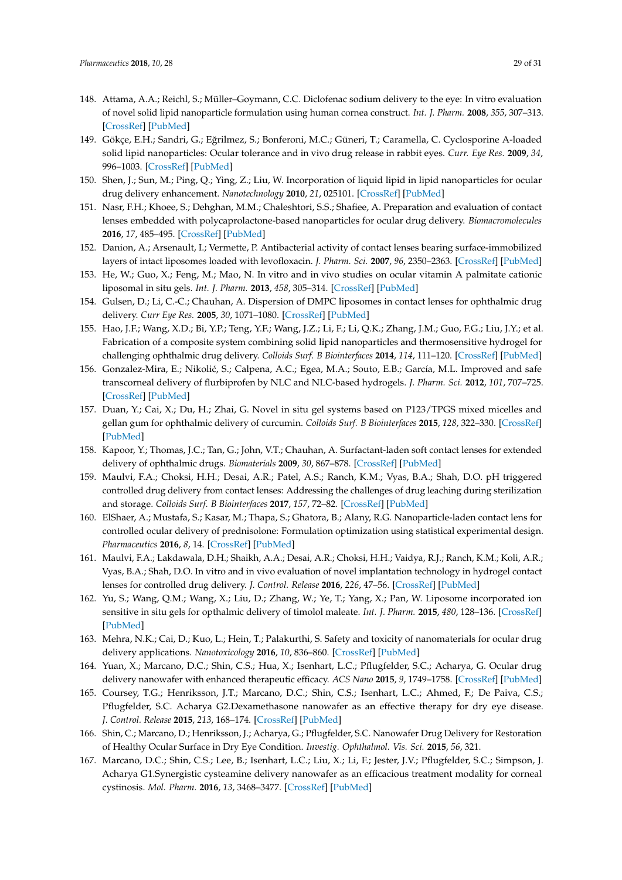148. Attama, A.A.; Reichl, S.; Müller–Goymann, C.C. Diclofenac sodium delivery to the eye: In vitro evaluation of novel solid lipid nanoparticle formulation using human cornea construct. *Int. J. Pharm.* **2008**, *355*, 307–313. [CrossRef] [PubMed]
149. Gökçe, E.H.; Sandri, G.; Eğrilmez, S.; Bonferoni, M.C.; Güneri, T.; Caramella, C. Cyclosporine A-loaded solid lipid nanoparticles: Ocular tolerance and in vivo drug release in rabbit eyes. *Curr. Eye Res.* **2009**, *34*, 996–1003. [CrossRef] [PubMed]
150. Shen, J.; Sun, M.; Ping, Q.; Ying, Z.; Liu, W. Incorporation of liquid lipid in lipid nanoparticles for ocular drug delivery enhancement. *Nanotechnology* **2010**, *21*, 025101. [CrossRef] [PubMed]
151. Nasr, F.H.; Khoee, S.; Dehghan, M.M.; Chaleshtori, S.S.; Shafiee, A. Preparation and evaluation of contact lenses embedded with polycaprolactone-based nanoparticles for ocular drug delivery. *Biomacromolecules* **2016**, *17*, 485–495. [CrossRef] [PubMed]
152. Danion, A.; Arsenault, I.; Vermette, P. Antibacterial activity of contact lenses bearing surface-immobilized layers of intact liposomes loaded with levofloxacin. *J. Pharm. Sci.* **2007**, *96*, 2350–2363. [CrossRef] [PubMed]
153. He, W.; Guo, X.; Feng, M.; Mao, N. In vitro and in vivo studies on ocular vitamin A palmitate cationic liposomal in situ gels. *Int. J. Pharm.* **2013**, *458*, 305–314. [CrossRef] [PubMed]
154. Gulsen, D.; Li, C.-C.; Chauhan, A. Dispersion of DMPC liposomes in contact lenses for ophthalmic drug delivery. *Curr Eye Res.* **2005**, *30*, 1071–1080. [CrossRef] [PubMed]
155. Hao, J.F.; Wang, X.D.; Bi, Y.P.; Teng, Y.F.; Wang, J.Z.; Li, F.; Li, Q.K.; Zhang, J.M.; Guo, F.G.; Liu, J.Y.; et al. Fabrication of a composite system combining solid lipid nanoparticles and thermosensitive hydrogel for challenging ophthalmic drug delivery. *Colloids Surf. B Biointerfaces* **2014**, *114*, 111–120. [CrossRef] [PubMed]
156. Gonzalez-Mira, E.; Nikolić, S.; Calpena, A.C.; Egea, M.A.; Souto, E.B.; García, M.L. Improved and safe transcorneal delivery of flurbiprofen by NLC and NLC-based hydrogels. *J. Pharm. Sci.* **2012**, *101*, 707–725. [CrossRef] [PubMed]
157. Duan, Y.; Cai, X.; Du, H.; Zhai, G. Novel in situ gel systems based on P123/TPGS mixed micelles and gellan gum for ophthalmic delivery of curcumin. *Colloids Surf. B Biointerfaces* **2015**, *128*, 322–330. [CrossRef] [PubMed]
158. Kapoor, Y.; Thomas, J.C.; Tan, G.; John, V.T.; Chauhan, A. Surfactant-laden soft contact lenses for extended delivery of ophthalmic drugs. *Biomaterials* **2009**, *30*, 867–878. [CrossRef] [PubMed]
159. Maulvi, F.A.; Choksi, H.H.; Desai, A.R.; Patel, A.S.; Ranch, K.M.; Vyas, B.A.; Shah, D.O. pH triggered controlled drug delivery from contact lenses: Addressing the challenges of drug leaching during sterilization and storage. *Colloids Surf. B Biointerfaces* **2017**, *157*, 72–82. [CrossRef] [PubMed]
160. ElShaer, A.; Mustafa, S.; Kasar, M.; Thapa, S.; Ghatora, B.; Alany, R.G. Nanoparticle-laden contact lens for controlled ocular delivery of prednisolone: Formulation optimization using statistical experimental design. *Pharmaceutics* **2016**, *8*, 14. [CrossRef] [PubMed]
161. Maulvi, F.A.; Lakdawala, D.H.; Shaikh, A.A.; Desai, A.R.; Choksi, H.H.; Vaidya, R.J.; Ranch, K.M.; Koli, A.R.; Vyas, B.A.; Shah, D.O. In vitro and in vivo evaluation of novel implantation technology in hydrogel contact lenses for controlled drug delivery. *J. Control. Release* **2016**, *226*, 47–56. [CrossRef] [PubMed]
162. Yu, S.; Wang, Q.M.; Wang, X.; Liu, D.; Zhang, W.; Ye, T.; Yang, X.; Pan, W. Liposome incorporated ion sensitive in situ gels for opthalmic delivery of timolol maleate. *Int. J. Pharm.* **2015**, *480*, 128–136. [CrossRef] [PubMed]
163. Mehra, N.K.; Cai, D.; Kuo, L.; Hein, T.; Palakurthi, S. Safety and toxicity of nanomaterials for ocular drug delivery applications. *Nanotoxicology* **2016**, *10*, 836–860. [CrossRef] [PubMed]
164. Yuan, X.; Marcano, D.C.; Shin, C.S.; Hua, X.; Isenhart, L.C.; Pflugfelder, S.C.; Acharya, G. Ocular drug delivery nanowafer with enhanced therapeutic efficacy. *ACS Nano* **2015**, *9*, 1749–1758. [CrossRef] [PubMed]
165. Coursey, T.G.; Henriksson, J.T.; Marcano, D.C.; Shin, C.S.; Isenhart, L.C.; Ahmed, F.; De Paiva, C.S.; Pflugfelder, S.C. Acharya G2.Dexamethasone nanowafer as an effective therapy for dry eye disease. *J. Control. Release* **2015**, *213*, 168–174. [CrossRef] [PubMed]
166. Shin, C.; Marcano, D.; Henriksson, J.; Acharya, G.; Pflugfelder, S.C. Nanowafer Drug Delivery for Restoration of Healthy Ocular Surface in Dry Eye Condition. *Investig. Ophthalmol. Vis. Sci.* **2015**, *56*, 321.
167. Marcano, D.C.; Shin, C.S.; Lee, B.; Isenhart, L.C.; Liu, X.; Li, F.; Jester, J.V.; Pflugfelder, S.C.; Simpson, J. Acharya G1.Synergistic cysteamine delivery nanowafer as an efficacious treatment modality for corneal cystinosis. *Mol. Pharm.* **2016**, *13*, 3468–3477. [CrossRef] [PubMed]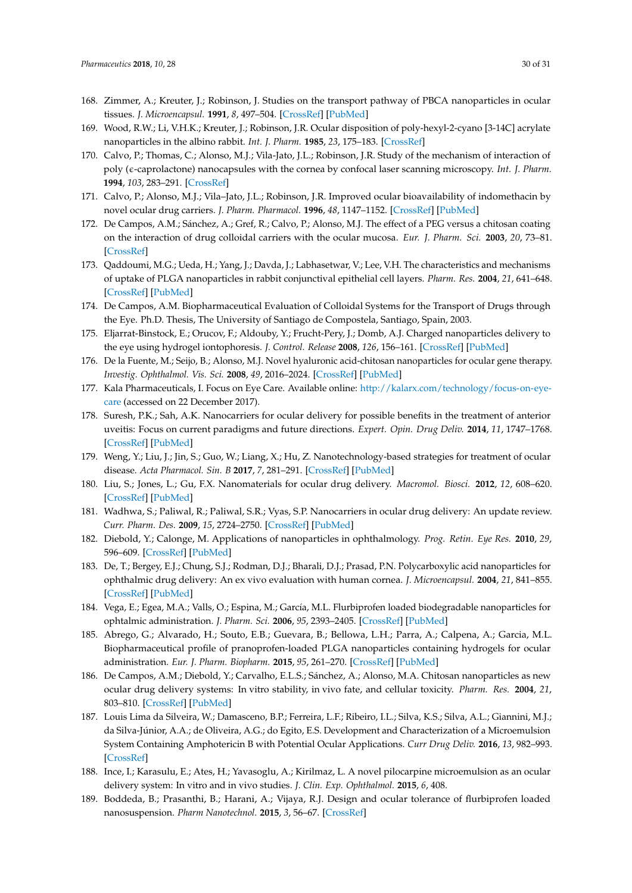168. Zimmer, A.; Kreuter, J.; Robinson, J. Studies on the transport pathway of PBCA nanoparticles in ocular tissues. *J. Microencapsul.* **1991**, *8*, 497–504. [CrossRef] [PubMed]
169. Wood, R.W.; Li, V.H.K.; Kreuter, J.; Robinson, J.R. Ocular disposition of poly-hexyl-2-cyano [3-14C] acrylate nanoparticles in the albino rabbit. *Int. J. Pharm.* **1985**, *23*, 175–183. [CrossRef]
170. Calvo, P.; Thomas, C.; Alonso, M.J.; Vila-Jato, J.L.; Robinson, J.R. Study of the mechanism of interaction of poly (ε-caprolactone) nanocapsules with the cornea by confocal laser scanning microscopy. *Int. J. Pharm.* **1994**, *103*, 283–291. [CrossRef]
171. Calvo, P.; Alonso, M.J.; Vila–Jato, J.L.; Robinson, J.R. Improved ocular bioavailability of indomethacin by novel ocular drug carriers. *J. Pharm. Pharmacol.* **1996**, *48*, 1147–1152. [CrossRef] [PubMed]
172. De Campos, A.M.; Sánchez, A.; Gref, R.; Calvo, P.; Alonso, M.J. The effect of a PEG versus a chitosan coating on the interaction of drug colloidal carriers with the ocular mucosa. *Eur. J. Pharm. Sci.* **2003**, *20*, 73–81. [CrossRef]
173. Qaddoumi, M.G.; Ueda, H.; Yang, J.; Davda, J.; Labhasetwar, V.; Lee, V.H. The characteristics and mechanisms of uptake of PLGA nanoparticles in rabbit conjunctival epithelial cell layers. *Pharm. Res.* **2004**, *21*, 641–648. [CrossRef] [PubMed]
174. De Campos, A.M. Biopharmaceutical Evaluation of Colloidal Systems for the Transport of Drugs through the Eye. Ph.D. Thesis, The University of Santiago de Compostela, Santiago, Spain, 2003.
175. Eljarrat-Binstock, E.; Orucov, F.; Aldouby, Y.; Frucht-Pery, J.; Domb, A.J. Charged nanoparticles delivery to the eye using hydrogel iontophoresis. *J. Control. Release* **2008**, *126*, 156–161. [CrossRef] [PubMed]
176. De la Fuente, M.; Seijo, B.; Alonso, M.J. Novel hyaluronic acid-chitosan nanoparticles for ocular gene therapy. *Investig. Ophthalmol. Vis. Sci.* **2008**, *49*, 2016–2024. [CrossRef] [PubMed]
177. Kala Pharmaceuticals, I. Focus on Eye Care. Available online: http://kalarx.com/technology/focus-on-eye-care (accessed on 22 December 2017).
178. Suresh, P.K.; Sah, A.K. Nanocarriers for ocular delivery for possible benefits in the treatment of anterior uveitis: Focus on current paradigms and future directions. *Expert. Opin. Drug Deliv.* **2014**, *11*, 1747–1768. [CrossRef] [PubMed]
179. Weng, Y.; Liu, J.; Jin, S.; Guo, W.; Liang, X.; Hu, Z. Nanotechnology-based strategies for treatment of ocular disease. *Acta Pharmacol. Sin. B* **2017**, *7*, 281–291. [CrossRef] [PubMed]
180. Liu, S.; Jones, L.; Gu, F.X. Nanomaterials for ocular drug delivery. *Macromol. Biosci.* **2012**, *12*, 608–620. [CrossRef] [PubMed]
181. Wadhwa, S.; Paliwal, R.; Paliwal, S.R.; Vyas, S.P. Nanocarriers in ocular drug delivery: An update review. *Curr. Pharm. Des.* **2009**, *15*, 2724–2750. [CrossRef] [PubMed]
182. Diebold, Y.; Calonge, M. Applications of nanoparticles in ophthalmology. *Prog. Retin. Eye Res.* **2010**, *29*, 596–609. [CrossRef] [PubMed]
183. De, T.; Bergey, E.J.; Chung, S.J.; Rodman, D.J.; Bharali, D.J.; Prasad, P.N. Polycarboxylic acid nanoparticles for ophthalmic drug delivery: An ex vivo evaluation with human cornea. *J. Microencapsul.* **2004**, *21*, 841–855. [CrossRef] [PubMed]
184. Vega, E.; Egea, M.A.; Valls, O.; Espina, M.; García, M.L. Flurbiprofen loaded biodegradable nanoparticles for ophtalmic administration. *J. Pharm. Sci.* **2006**, *95*, 2393–2405. [CrossRef] [PubMed]
185. Abrego, G.; Alvarado, H.; Souto, E.B.; Guevara, B.; Bellowa, L.H.; Parra, A.; Calpena, A.; Garcia, M.L. Biopharmaceutical profile of pranoprofen-loaded PLGA nanoparticles containing hydrogels for ocular administration. *Eur. J. Pharm. Biopharm.* **2015**, *95*, 261–270. [CrossRef] [PubMed]
186. De Campos, A.M.; Diebold, Y.; Carvalho, E.L.S.; Sánchez, A.; Alonso, M.A. Chitosan nanoparticles as new ocular drug delivery systems: In vitro stability, in vivo fate, and cellular toxicity. *Pharm. Res.* **2004**, *21*, 803–810. [CrossRef] [PubMed]
187. Louis Lima da Silveira, W.; Damasceno, B.P.; Ferreira, L.F.; Ribeiro, I.L.; Silva, K.S.; Silva, A.L.; Giannini, M.J.; da Silva-Júnior, A.A.; de Oliveira, A.G.; do Egito, E.S. Development and Characterization of a Microemulsion System Containing Amphotericin B with Potential Ocular Applications. *Curr Drug Deliv.* **2016**, *13*, 982–993. [CrossRef]
188. Ince, I.; Karasulu, E.; Ates, H.; Yavasoglu, A.; Kirilmaz, L. A novel pilocarpine microemulsion as an ocular delivery system: In vitro and in vivo studies. *J. Clin. Exp. Ophthalmol.* **2015**, *6*, 408.
189. Boddeda, B.; Prasanthi, B.; Harani, A.; Vijaya, R.J. Design and ocular tolerance of flurbiprofen loaded nanosuspension. *Pharm Nanotechnol.* **2015**, *3*, 56–67. [CrossRef]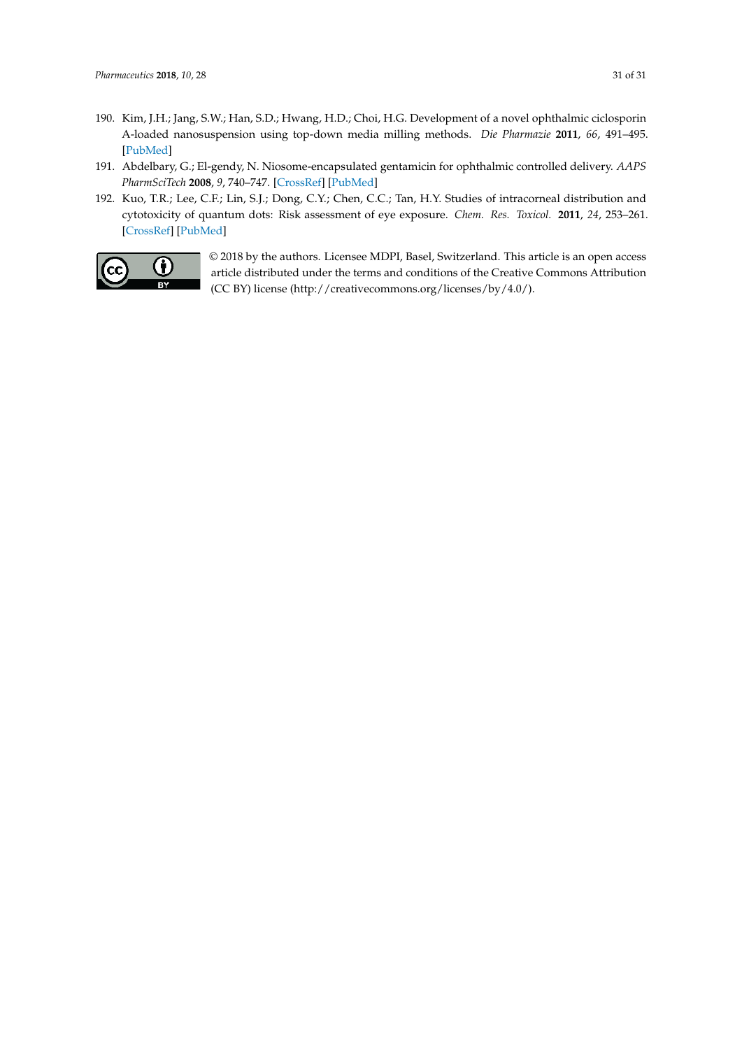190. Kim, J.H.; Jang, S.W.; Han, S.D.; Hwang, H.D.; Choi, H.G. Development of a novel ophthalmic ciclosporin A-loaded nanosuspension using top-down media milling methods. *Die Pharmazie* **2011**, *66*, 491–495. [PubMed]
191. Abdelbary, G.; El-gendy, N. Niosome-encapsulated gentamicin for ophthalmic controlled delivery. *AAPS PharmSciTech* **2008**, *9*, 740–747. [CrossRef] [PubMed]
192. Kuo, T.R.; Lee, C.F.; Lin, S.J.; Dong, C.Y.; Chen, C.C.; Tan, H.Y. Studies of intracorneal distribution and cytotoxicity of quantum dots: Risk assessment of eye exposure. *Chem. Res. Toxicol.* **2011**, *24*, 253–261. [CrossRef] [PubMed]

© 2018 by the authors. Licensee MDPI, Basel, Switzerland. This article is an open access article distributed under the terms and conditions of the Creative Commons Attribution (CC BY) license (http://creativecommons.org/licenses/by/4.0/).